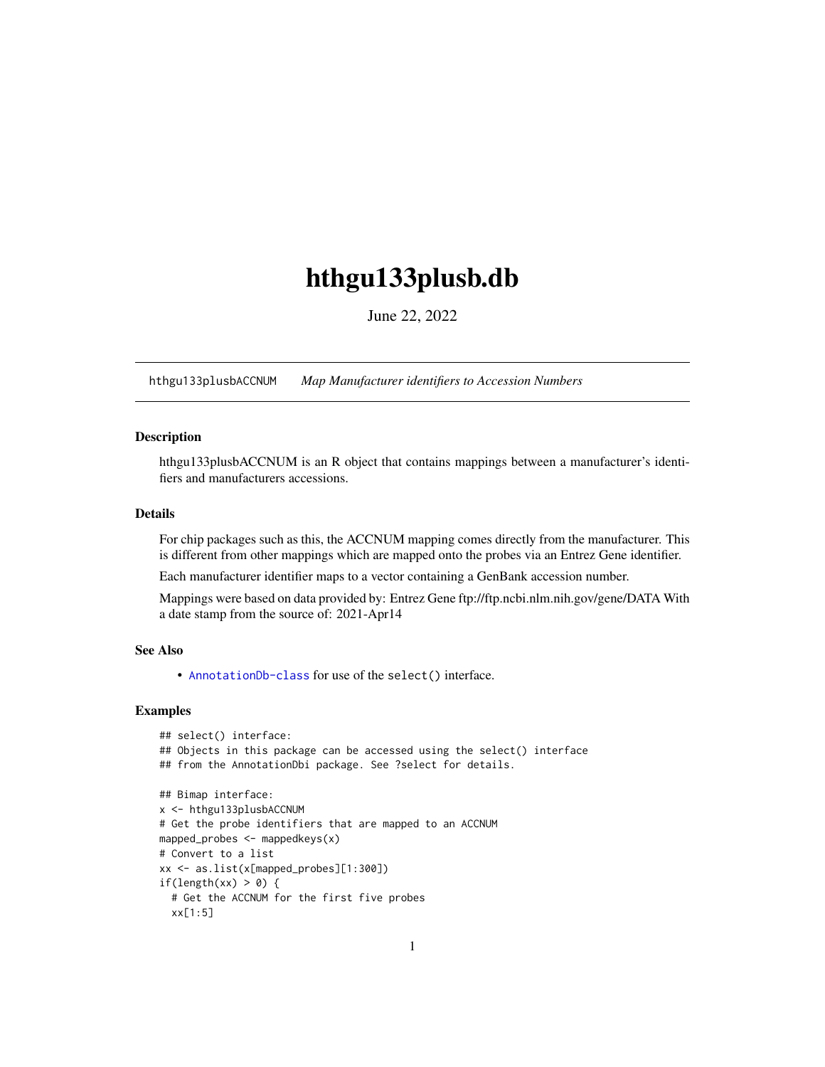# hthgu133plusb.db

June 22, 2022

hthgu133plusbACCNUM *Map Manufacturer identifiers to Accession Numbers*

## Description

hthgu133plusbACCNUM is an R object that contains mappings between a manufacturer's identifiers and manufacturers accessions.

## Details

For chip packages such as this, the ACCNUM mapping comes directly from the manufacturer. This is different from other mappings which are mapped onto the probes via an Entrez Gene identifier.

Each manufacturer identifier maps to a vector containing a GenBank accession number.

Mappings were based on data provided by: Entrez Gene ftp://ftp.ncbi.nlm.nih.gov/gene/DATA With a date stamp from the source of: 2021-Apr14

## See Also

- AnnotationDb-class for use of the select() interface.

## Examples

```
## select() interface:
## Objects in this package can be accessed using the select() interface
## from the AnnotationDbi package. See ?select for details.

## Bimap interface:
x <- hthgu133plusbACCNUM
# Get the probe identifiers that are mapped to an ACCNUM
mapped_probes <- mappedkeys(x)
# Convert to a list
xx <- as.list(x[mapped_probes][1:300])
if(length(xx) > 0) {
  # Get the ACCNUM for the first five probes
  xx[1:5]
```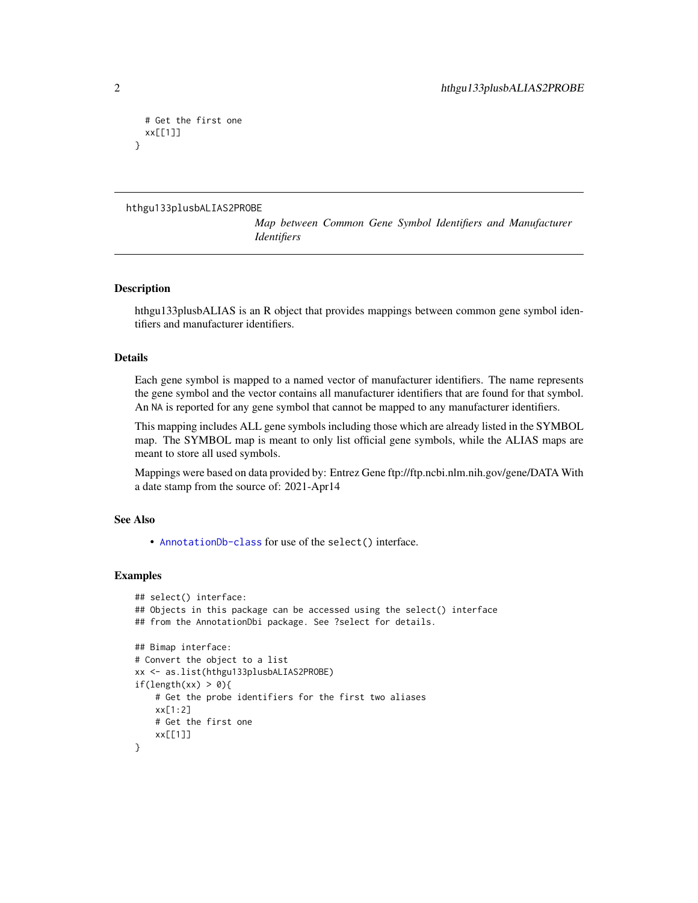```
  # Get the first one
  xx[[1]]
}
```

## hthgu133plusbALIAS2PROBE

*Map between Common Gene Symbol Identifiers and Manufacturer Identifiers*

### Description

hthgu133plusbALIAS is an R object that provides mappings between common gene symbol identifiers and manufacturer identifiers.

### Details

Each gene symbol is mapped to a named vector of manufacturer identifiers. The name represents the gene symbol and the vector contains all manufacturer identifiers that are found for that symbol. An NA is reported for any gene symbol that cannot be mapped to any manufacturer identifiers.

This mapping includes ALL gene symbols including those which are already listed in the SYMBOL map. The SYMBOL map is meant to only list official gene symbols, while the ALIAS maps are meant to store all used symbols.

Mappings were based on data provided by: Entrez Gene ftp://ftp.ncbi.nlm.nih.gov/gene/DATA With a date stamp from the source of: 2021-Apr14

### See Also

- AnnotationDb-class for use of the select() interface.

### Examples

```
## select() interface:
## Objects in this package can be accessed using the select() interface
## from the AnnotationDbi package. See ?select for details.

## Bimap interface:
# Convert the object to a list
xx <- as.list(hthgu133plusbALIAS2PROBE)
if(length(xx) > 0){
    # Get the probe identifiers for the first two aliases
    xx[1:2]
    # Get the first one
    xx[[1]]
}
```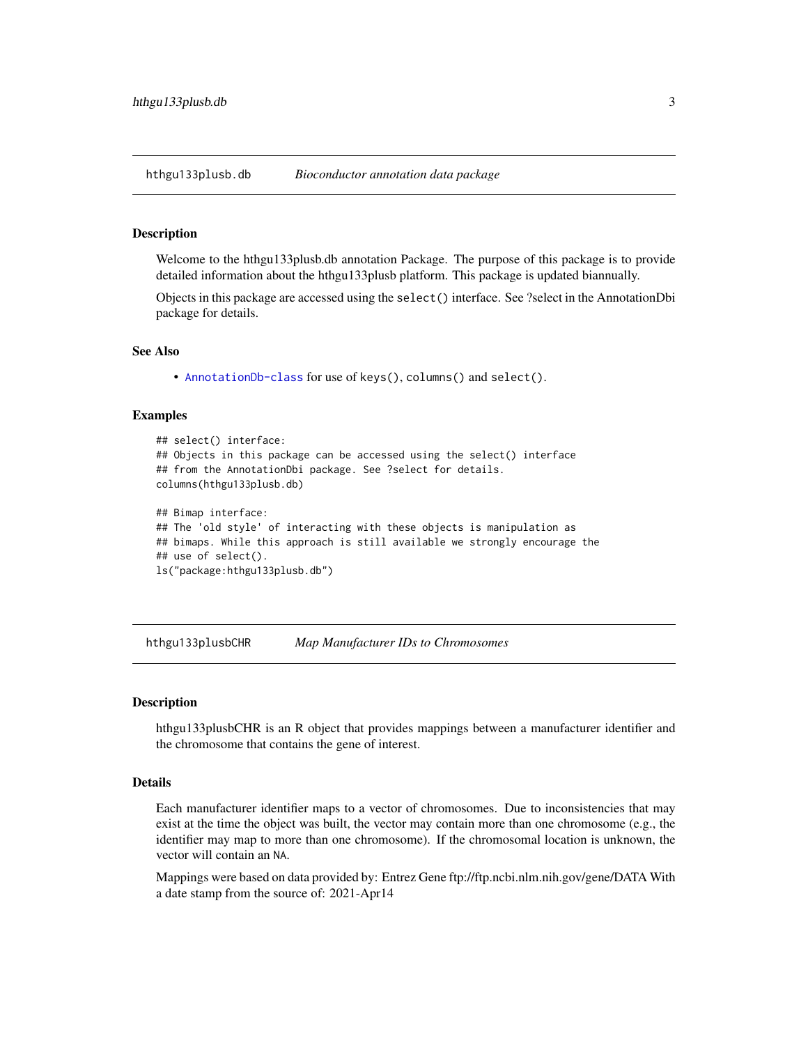## hthgu133plusb.db — *Bioconductor annotation data package*

### Description

Welcome to the hthgu133plusb.db annotation Package. The purpose of this package is to provide detailed information about the hthgu133plusb platform. This package is updated biannually.

Objects in this package are accessed using the `select()` interface. See ?select in the AnnotationDbi package for details.

### See Also

- `AnnotationDb-class` for use of `keys()`, `columns()` and `select()`.

### Examples

```
## select() interface:
## Objects in this package can be accessed using the select() interface
## from the AnnotationDbi package. See ?select for details.
columns(hthgu133plusb.db)

## Bimap interface:
## The 'old style' of interacting with these objects is manipulation as
## bimaps. While this approach is still available we strongly encourage the
## use of select().
ls("package:hthgu133plusb.db")
```

## hthgu133plusbCHR — *Map Manufacturer IDs to Chromosomes*

### Description

hthgu133plusbCHR is an R object that provides mappings between a manufacturer identifier and the chromosome that contains the gene of interest.

### Details

Each manufacturer identifier maps to a vector of chromosomes. Due to inconsistencies that may exist at the time the object was built, the vector may contain more than one chromosome (e.g., the identifier may map to more than one chromosome). If the chromosomal location is unknown, the vector will contain an `NA`.

Mappings were based on data provided by: Entrez Gene ftp://ftp.ncbi.nlm.nih.gov/gene/DATA With a date stamp from the source of: 2021-Apr14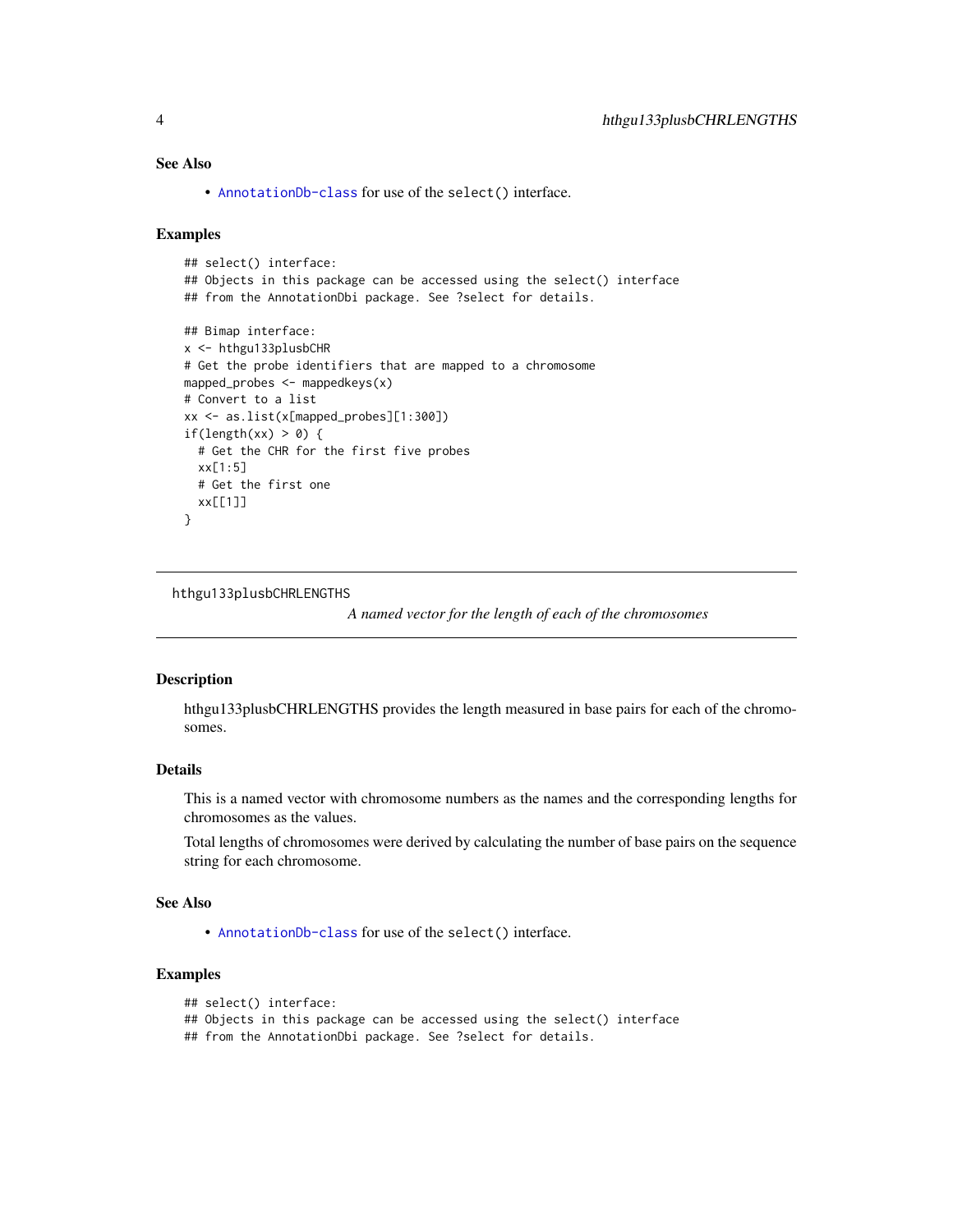### See Also

- AnnotationDb-class for use of the select() interface.

### Examples

```
## select() interface:
## Objects in this package can be accessed using the select() interface
## from the AnnotationDbi package. See ?select for details.

## Bimap interface:
x <- hthgu133plusbCHR
# Get the probe identifiers that are mapped to a chromosome
mapped_probes <- mappedkeys(x)
# Convert to a list
xx <- as.list(x[mapped_probes][1:300])
if(length(xx) > 0) {
  # Get the CHR for the first five probes
  xx[1:5]
  # Get the first one
  xx[[1]]
}
```

---

## hthgu133plusbCHRLENGTHS

*A named vector for the length of each of the chromosomes*

---

### Description

hthgu133plusbCHRLENGTHS provides the length measured in base pairs for each of the chromosomes.

### Details

This is a named vector with chromosome numbers as the names and the corresponding lengths for chromosomes as the values.

Total lengths of chromosomes were derived by calculating the number of base pairs on the sequence string for each chromosome.

### See Also

- AnnotationDb-class for use of the select() interface.

### Examples

```
## select() interface:
## Objects in this package can be accessed using the select() interface
## from the AnnotationDbi package. See ?select for details.
```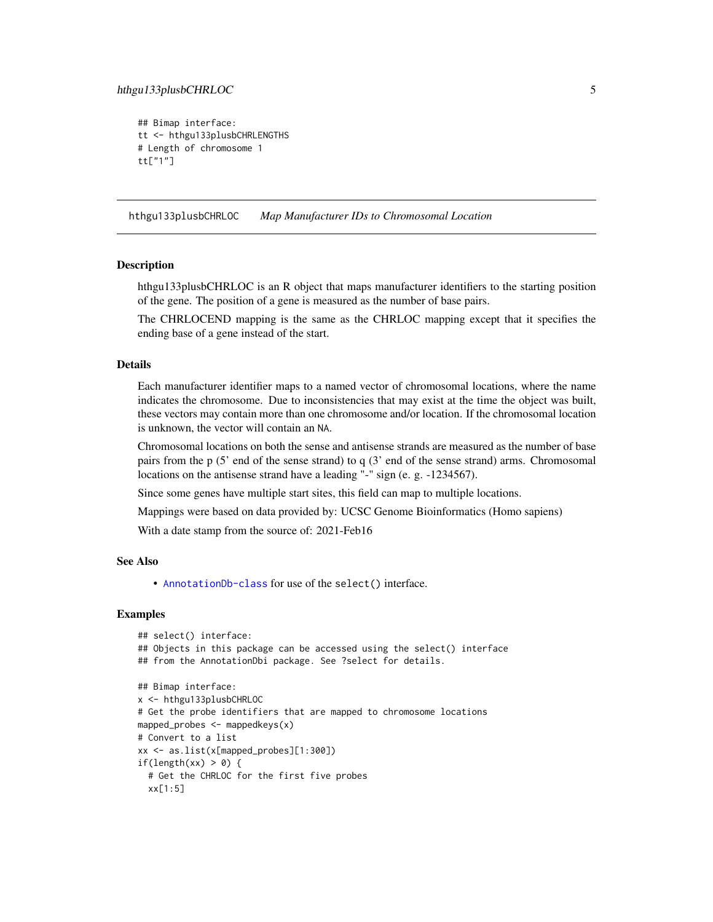```
## Bimap interface:
tt <- hthgu133plusbCHRLENGTHS
# Length of chromosome 1
tt["1"]
```

## hthgu133plusbCHRLOC *Map Manufacturer IDs to Chromosomal Location*

### Description

hthgu133plusbCHRLOC is an R object that maps manufacturer identifiers to the starting position of the gene. The position of a gene is measured as the number of base pairs.

The CHRLOCEND mapping is the same as the CHRLOC mapping except that it specifies the ending base of a gene instead of the start.

### Details

Each manufacturer identifier maps to a named vector of chromosomal locations, where the name indicates the chromosome. Due to inconsistencies that may exist at the time the object was built, these vectors may contain more than one chromosome and/or location. If the chromosomal location is unknown, the vector will contain an NA.

Chromosomal locations on both the sense and antisense strands are measured as the number of base pairs from the p (5' end of the sense strand) to q (3' end of the sense strand) arms. Chromosomal locations on the antisense strand have a leading "-" sign (e. g. -1234567).

Since some genes have multiple start sites, this field can map to multiple locations.

Mappings were based on data provided by: UCSC Genome Bioinformatics (Homo sapiens)

With a date stamp from the source of: 2021-Feb16

### See Also

- AnnotationDb-class for use of the select() interface.

### Examples

```
## select() interface:
## Objects in this package can be accessed using the select() interface
## from the AnnotationDbi package. See ?select for details.

## Bimap interface:
x <- hthgu133plusbCHRLOC
# Get the probe identifiers that are mapped to chromosome locations
mapped_probes <- mappedkeys(x)
# Convert to a list
xx <- as.list(x[mapped_probes][1:300])
if(length(xx) > 0) {
  # Get the CHRLOC for the first five probes
  xx[1:5]
```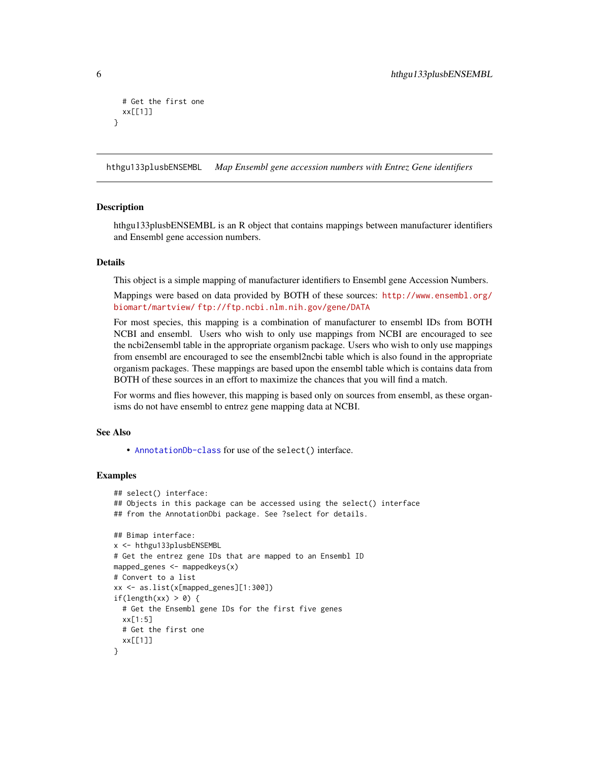```
  # Get the first one
  xx[[1]]
}
```

## hthgu133plusbENSEMBL *Map Ensembl gene accession numbers with Entrez Gene identifiers*

### Description

hthgu133plusbENSEMBL is an R object that contains mappings between manufacturer identifiers and Ensembl gene accession numbers.

### Details

This object is a simple mapping of manufacturer identifiers to Ensembl gene Accession Numbers.

Mappings were based on data provided by BOTH of these sources: http://www.ensembl.org/biomart/martview/ ftp://ftp.ncbi.nlm.nih.gov/gene/DATA

For most species, this mapping is a combination of manufacturer to ensembl IDs from BOTH NCBI and ensembl. Users who wish to only use mappings from NCBI are encouraged to see the ncbi2ensembl table in the appropriate organism package. Users who wish to only use mappings from ensembl are encouraged to see the ensembl2ncbi table which is also found in the appropriate organism packages. These mappings are based upon the ensembl table which is contains data from BOTH of these sources in an effort to maximize the chances that you will find a match.

For worms and flies however, this mapping is based only on sources from ensembl, as these organisms do not have ensembl to entrez gene mapping data at NCBI.

### See Also

- AnnotationDb-class for use of the select() interface.

### Examples

```
## select() interface:
## Objects in this package can be accessed using the select() interface
## from the AnnotationDbi package. See ?select for details.

## Bimap interface:
x <- hthgu133plusbENSEMBL
# Get the entrez gene IDs that are mapped to an Ensembl ID
mapped_genes <- mappedkeys(x)
# Convert to a list
xx <- as.list(x[mapped_genes][1:300])
if(length(xx) > 0) {
  # Get the Ensembl gene IDs for the first five genes
  xx[1:5]
  # Get the first one
  xx[[1]]
}
```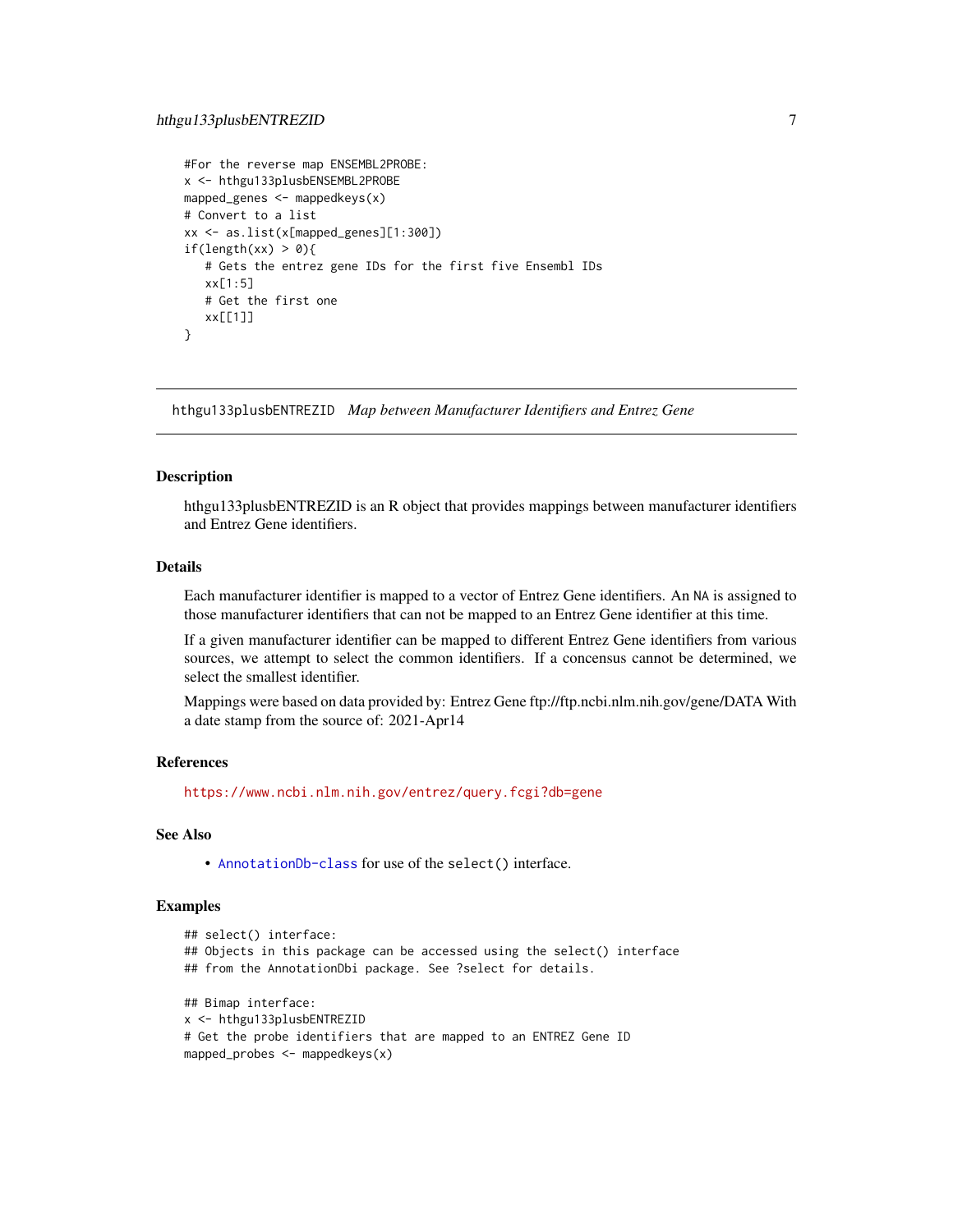```
#For the reverse map ENSEMBL2PROBE:
x <- hthgu133plusbENSEMBL2PROBE
mapped_genes <- mappedkeys(x)
# Convert to a list
xx <- as.list(x[mapped_genes][1:300])
if(length(xx) > 0){
   # Gets the entrez gene IDs for the first five Ensembl IDs
   xx[1:5]
   # Get the first one
   xx[[1]]
}
```

---

## hthgu133plusbENTREZID *Map between Manufacturer Identifiers and Entrez Gene*

---

### Description

hthgu133plusbENTREZID is an R object that provides mappings between manufacturer identifiers and Entrez Gene identifiers.

### Details

Each manufacturer identifier is mapped to a vector of Entrez Gene identifiers. An NA is assigned to those manufacturer identifiers that can not be mapped to an Entrez Gene identifier at this time.

If a given manufacturer identifier can be mapped to different Entrez Gene identifiers from various sources, we attempt to select the common identifiers. If a concensus cannot be determined, we select the smallest identifier.

Mappings were based on data provided by: Entrez Gene ftp://ftp.ncbi.nlm.nih.gov/gene/DATA With a date stamp from the source of: 2021-Apr14

### References

https://www.ncbi.nlm.nih.gov/entrez/query.fcgi?db=gene

### See Also

- AnnotationDb-class for use of the select() interface.

### Examples

```
## select() interface:
## Objects in this package can be accessed using the select() interface
## from the AnnotationDbi package. See ?select for details.

## Bimap interface:
x <- hthgu133plusbENTREZID
# Get the probe identifiers that are mapped to an ENTREZ Gene ID
mapped_probes <- mappedkeys(x)
```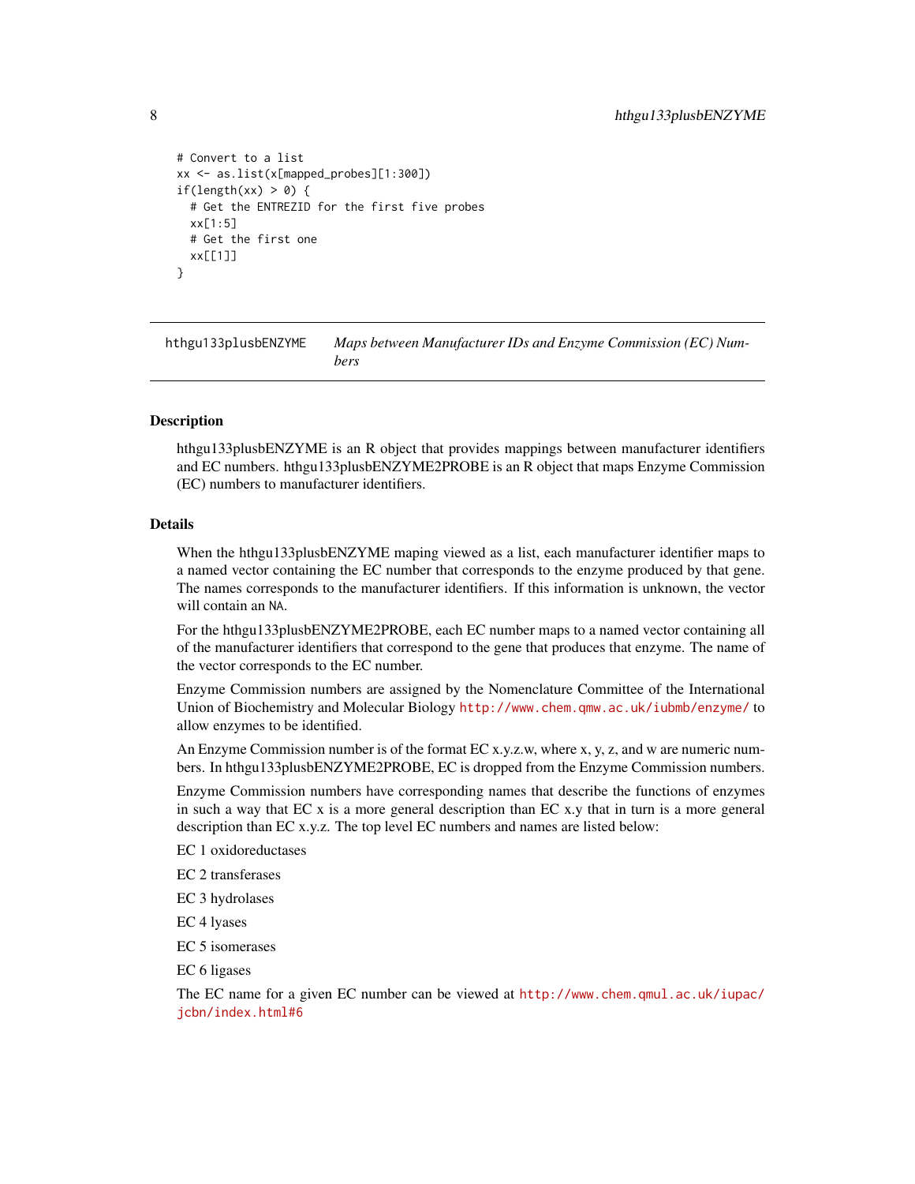```
# Convert to a list
xx <- as.list(x[mapped_probes][1:300])
if(length(xx) > 0) {
  # Get the ENTREZID for the first five probes
  xx[1:5]
  # Get the first one
  xx[[1]]
}
```

## hthgu133plusbENZYME *Maps between Manufacturer IDs and Enzyme Commission (EC) Numbers*

### Description

hthgu133plusbENZYME is an R object that provides mappings between manufacturer identifiers and EC numbers. hthgu133plusbENZYME2PROBE is an R object that maps Enzyme Commission (EC) numbers to manufacturer identifiers.

### Details

When the hthgu133plusbENZYME maping viewed as a list, each manufacturer identifier maps to a named vector containing the EC number that corresponds to the enzyme produced by that gene. The names corresponds to the manufacturer identifiers. If this information is unknown, the vector will contain an `NA`.

For the hthgu133plusbENZYME2PROBE, each EC number maps to a named vector containing all of the manufacturer identifiers that correspond to the gene that produces that enzyme. The name of the vector corresponds to the EC number.

Enzyme Commission numbers are assigned by the Nomenclature Committee of the International Union of Biochemistry and Molecular Biology http://www.chem.qmw.ac.uk/iubmb/enzyme/ to allow enzymes to be identified.

An Enzyme Commission number is of the format EC x.y.z.w, where x, y, z, and w are numeric numbers. In hthgu133plusbENZYME2PROBE, EC is dropped from the Enzyme Commission numbers.

Enzyme Commission numbers have corresponding names that describe the functions of enzymes in such a way that EC x is a more general description than EC x.y that in turn is a more general description than EC x.y.z. The top level EC numbers and names are listed below:

EC 1 oxidoreductases

EC 2 transferases

EC 3 hydrolases

EC 4 lyases

EC 5 isomerases

EC 6 ligases

The EC name for a given EC number can be viewed at http://www.chem.qmul.ac.uk/iupac/jcbn/index.html#6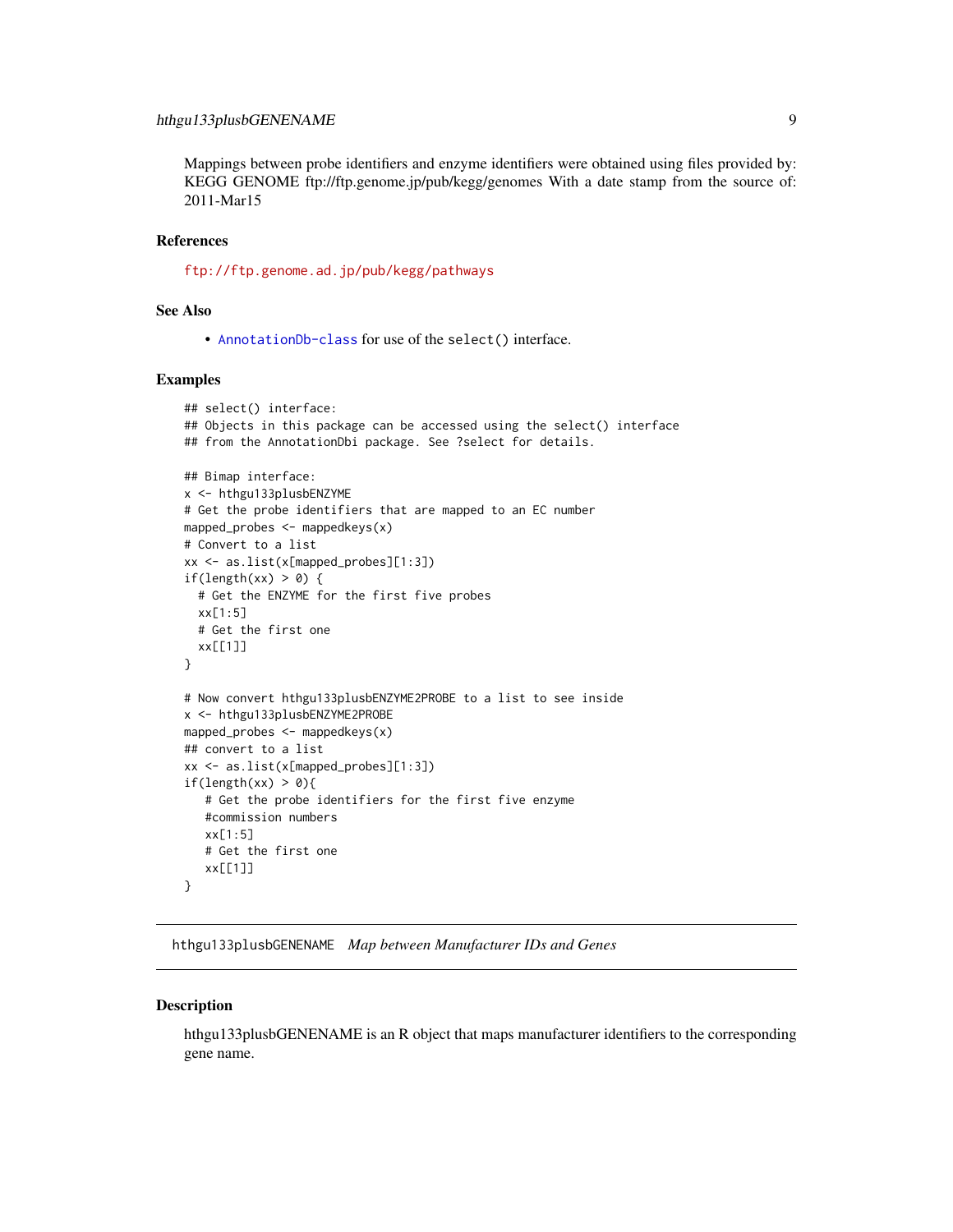Mappings between probe identifiers and enzyme identifiers were obtained using files provided by: KEGG GENOME ftp://ftp.genome.jp/pub/kegg/genomes With a date stamp from the source of: 2011-Mar15

### References

ftp://ftp.genome.ad.jp/pub/kegg/pathways

### See Also

- AnnotationDb-class for use of the `select()` interface.

### Examples

```
## select() interface:
## Objects in this package can be accessed using the select() interface
## from the AnnotationDbi package. See ?select for details.

## Bimap interface:
x <- hthgu133plusbENZYME
# Get the probe identifiers that are mapped to an EC number
mapped_probes <- mappedkeys(x)
# Convert to a list
xx <- as.list(x[mapped_probes][1:3])
if(length(xx) > 0) {
  # Get the ENZYME for the first five probes
  xx[1:5]
  # Get the first one
  xx[[1]]
}

# Now convert hthgu133plusbENZYME2PROBE to a list to see inside
x <- hthgu133plusbENZYME2PROBE
mapped_probes <- mappedkeys(x)
## convert to a list
xx <- as.list(x[mapped_probes][1:3])
if(length(xx) > 0){
   # Get the probe identifiers for the first five enzyme
   #commission numbers
   xx[1:5]
   # Get the first one
   xx[[1]]
}
```

---

## hthgu133plusbGENENAME *Map between Manufacturer IDs and Genes*

---

### Description

hthgu133plusbGENENAME is an R object that maps manufacturer identifiers to the corresponding gene name.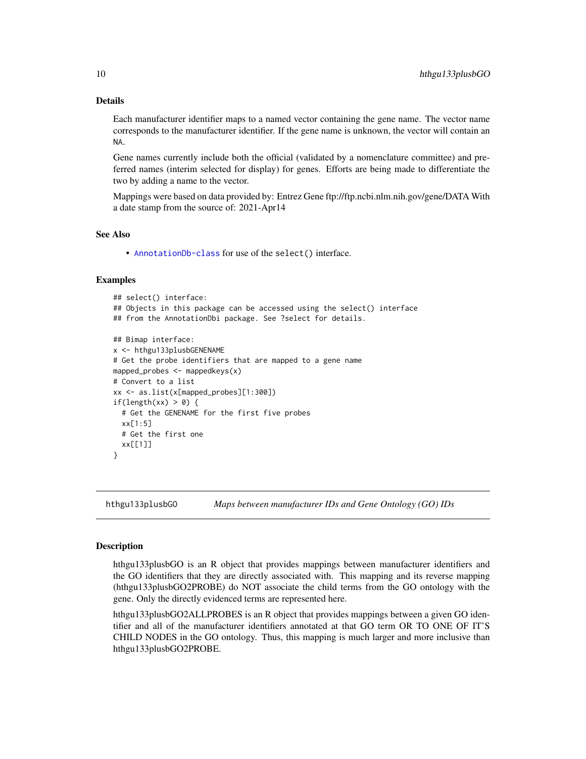## Details

Each manufacturer identifier maps to a named vector containing the gene name. The vector name corresponds to the manufacturer identifier. If the gene name is unknown, the vector will contain an NA.

Gene names currently include both the official (validated by a nomenclature committee) and preferred names (interim selected for display) for genes. Efforts are being made to differentiate the two by adding a name to the vector.

Mappings were based on data provided by: Entrez Gene ftp://ftp.ncbi.nlm.nih.gov/gene/DATA With a date stamp from the source of: 2021-Apr14

## See Also

- `AnnotationDb-class` for use of the `select()` interface.

## Examples

```
## select() interface:
## Objects in this package can be accessed using the select() interface
## from the AnnotationDbi package. See ?select for details.

## Bimap interface:
x <- hthgu133plusbGENENAME
# Get the probe identifiers that are mapped to a gene name
mapped_probes <- mappedkeys(x)
# Convert to a list
xx <- as.list(x[mapped_probes][1:300])
if(length(xx) > 0) {
  # Get the GENENAME for the first five probes
  xx[1:5]
  # Get the first one
  xx[[1]]
}
```

---

# hthgu133plusbGO — *Maps between manufacturer IDs and Gene Ontology (GO) IDs*

## Description

hthgu133plusbGO is an R object that provides mappings between manufacturer identifiers and the GO identifiers that they are directly associated with. This mapping and its reverse mapping (hthgu133plusbGO2PROBE) do NOT associate the child terms from the GO ontology with the gene. Only the directly evidenced terms are represented here.

hthgu133plusbGO2ALLPROBES is an R object that provides mappings between a given GO identifier and all of the manufacturer identifiers annotated at that GO term OR TO ONE OF IT'S CHILD NODES in the GO ontology. Thus, this mapping is much larger and more inclusive than hthgu133plusbGO2PROBE.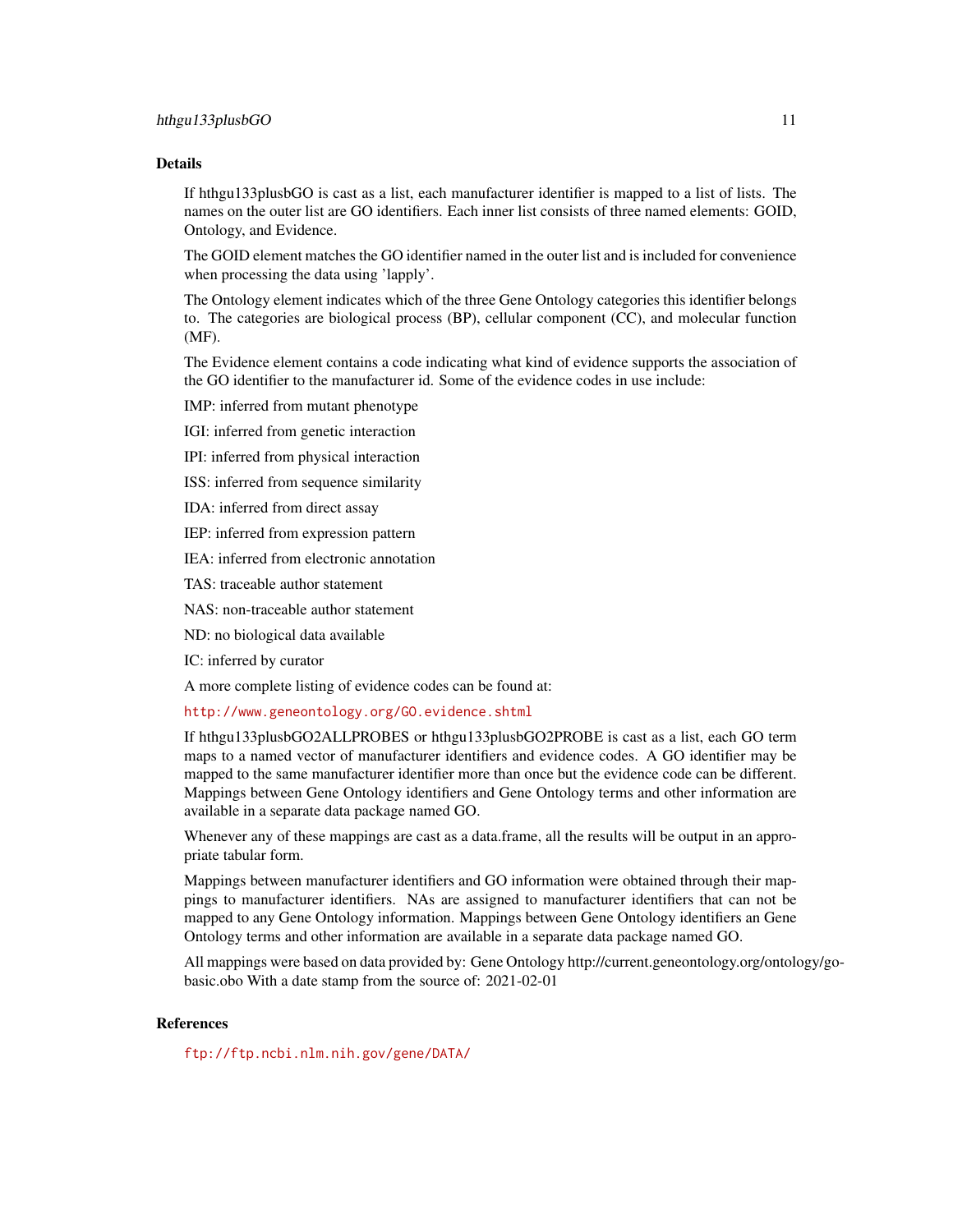## Details

If hthgu133plusbGO is cast as a list, each manufacturer identifier is mapped to a list of lists. The names on the outer list are GO identifiers. Each inner list consists of three named elements: GOID, Ontology, and Evidence.

The GOID element matches the GO identifier named in the outer list and is included for convenience when processing the data using 'lapply'.

The Ontology element indicates which of the three Gene Ontology categories this identifier belongs to. The categories are biological process (BP), cellular component (CC), and molecular function (MF).

The Evidence element contains a code indicating what kind of evidence supports the association of the GO identifier to the manufacturer id. Some of the evidence codes in use include:

IMP: inferred from mutant phenotype

IGI: inferred from genetic interaction

IPI: inferred from physical interaction

ISS: inferred from sequence similarity

IDA: inferred from direct assay

IEP: inferred from expression pattern

IEA: inferred from electronic annotation

TAS: traceable author statement

NAS: non-traceable author statement

ND: no biological data available

IC: inferred by curator

A more complete listing of evidence codes can be found at:

http://www.geneontology.org/GO.evidence.shtml

If hthgu133plusbGO2ALLPROBES or hthgu133plusbGO2PROBE is cast as a list, each GO term maps to a named vector of manufacturer identifiers and evidence codes. A GO identifier may be mapped to the same manufacturer identifier more than once but the evidence code can be different. Mappings between Gene Ontology identifiers and Gene Ontology terms and other information are available in a separate data package named GO.

Whenever any of these mappings are cast as a data.frame, all the results will be output in an appropriate tabular form.

Mappings between manufacturer identifiers and GO information were obtained through their mappings to manufacturer identifiers. NAs are assigned to manufacturer identifiers that can not be mapped to any Gene Ontology information. Mappings between Gene Ontology identifiers an Gene Ontology terms and other information are available in a separate data package named GO.

All mappings were based on data provided by: Gene Ontology http://current.geneontology.org/ontology/go-basic.obo With a date stamp from the source of: 2021-02-01

## References

ftp://ftp.ncbi.nlm.nih.gov/gene/DATA/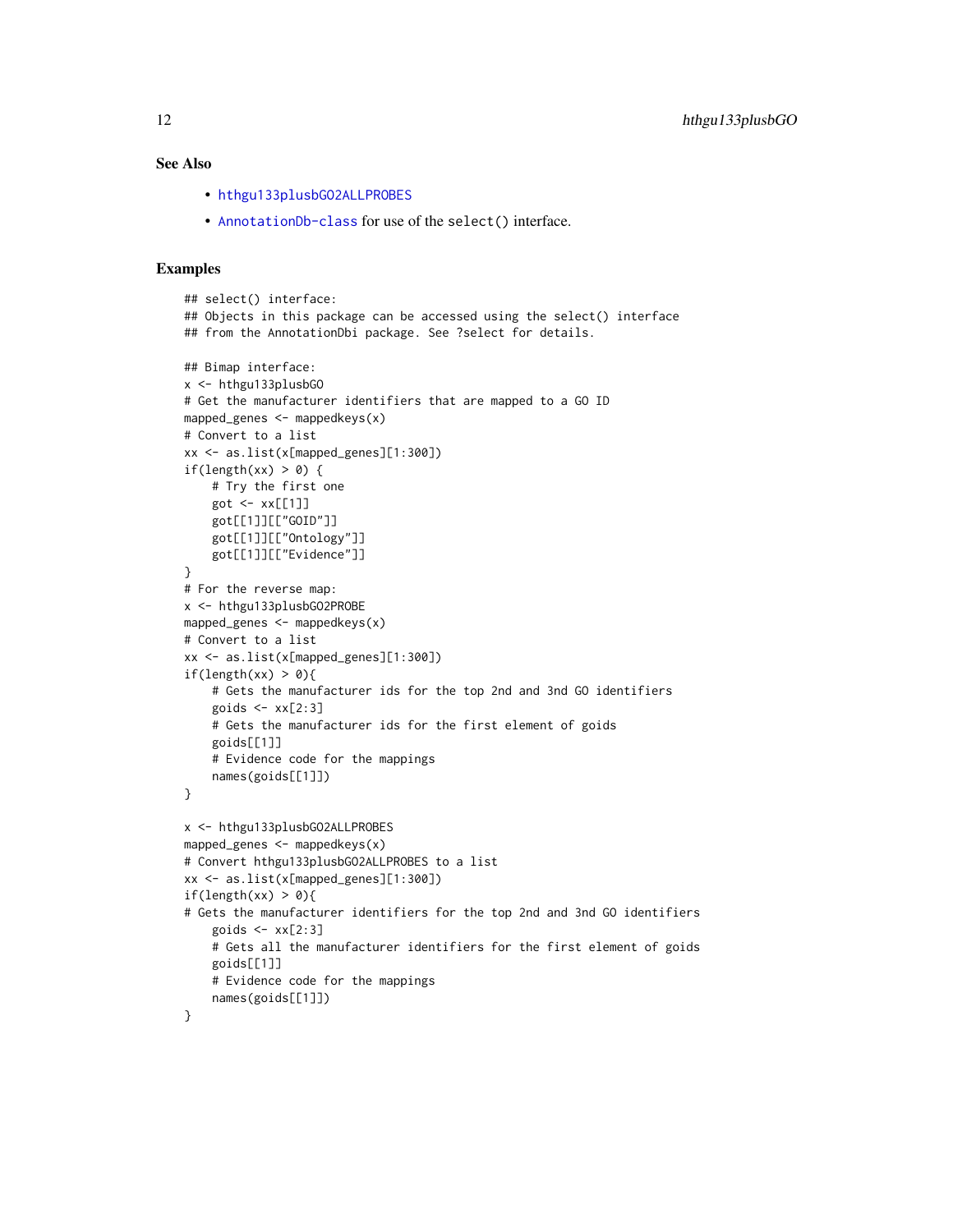## See Also

- `hthgu133plusbGO2ALLPROBES`
- `AnnotationDb-class` for use of the `select()` interface.

## Examples

```
## select() interface:
## Objects in this package can be accessed using the select() interface
## from the AnnotationDbi package. See ?select for details.

## Bimap interface:
x <- hthgu133plusbGO
# Get the manufacturer identifiers that are mapped to a GO ID
mapped_genes <- mappedkeys(x)
# Convert to a list
xx <- as.list(x[mapped_genes][1:300])
if(length(xx) > 0) {
    # Try the first one
    got <- xx[[1]]
    got[[1]][["GOID"]]
    got[[1]][["Ontology"]]
    got[[1]][["Evidence"]]
}
# For the reverse map:
x <- hthgu133plusbGO2PROBE
mapped_genes <- mappedkeys(x)
# Convert to a list
xx <- as.list(x[mapped_genes][1:300])
if(length(xx) > 0){
    # Gets the manufacturer ids for the top 2nd and 3nd GO identifiers
    goids <- xx[2:3]
    # Gets the manufacturer ids for the first element of goids
    goids[[1]]
    # Evidence code for the mappings
    names(goids[[1]])
}

x <- hthgu133plusbGO2ALLPROBES
mapped_genes <- mappedkeys(x)
# Convert hthgu133plusbGO2ALLPROBES to a list
xx <- as.list(x[mapped_genes][1:300])
if(length(xx) > 0){
# Gets the manufacturer identifiers for the top 2nd and 3nd GO identifiers
    goids <- xx[2:3]
    # Gets all the manufacturer identifiers for the first element of goids
    goids[[1]]
    # Evidence code for the mappings
    names(goids[[1]])
}
```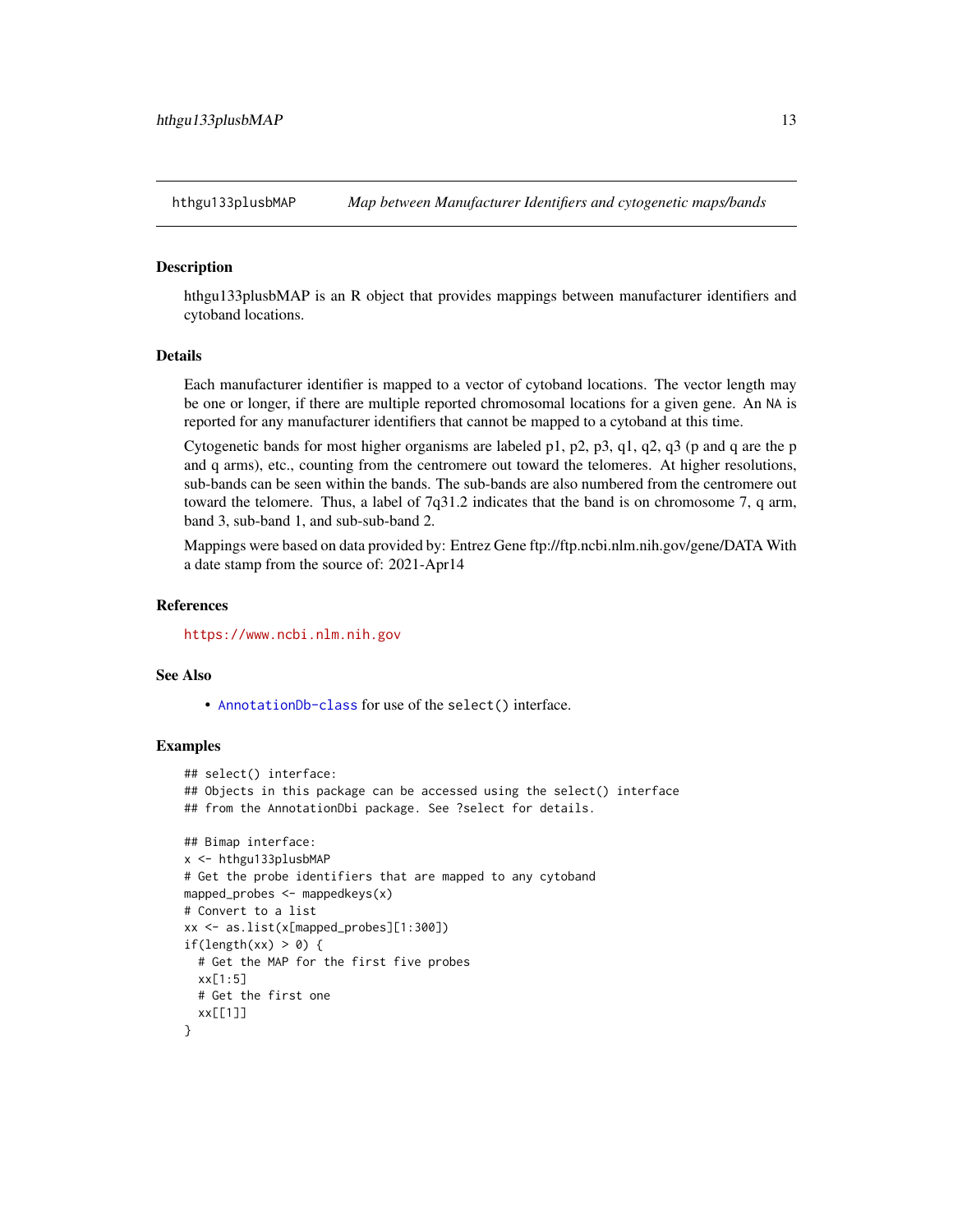## hthgu133plusbMAP — *Map between Manufacturer Identifiers and cytogenetic maps/bands*

### Description

hthgu133plusbMAP is an R object that provides mappings between manufacturer identifiers and cytoband locations.

### Details

Each manufacturer identifier is mapped to a vector of cytoband locations. The vector length may be one or longer, if there are multiple reported chromosomal locations for a given gene. An NA is reported for any manufacturer identifiers that cannot be mapped to a cytoband at this time.

Cytogenetic bands for most higher organisms are labeled p1, p2, p3, q1, q2, q3 (p and q are the p and q arms), etc., counting from the centromere out toward the telomeres. At higher resolutions, sub-bands can be seen within the bands. The sub-bands are also numbered from the centromere out toward the telomere. Thus, a label of 7q31.2 indicates that the band is on chromosome 7, q arm, band 3, sub-band 1, and sub-sub-band 2.

Mappings were based on data provided by: Entrez Gene ftp://ftp.ncbi.nlm.nih.gov/gene/DATA With a date stamp from the source of: 2021-Apr14

### References

https://www.ncbi.nlm.nih.gov

### See Also

- AnnotationDb-class for use of the select() interface.

### Examples

```
## select() interface:
## Objects in this package can be accessed using the select() interface
## from the AnnotationDbi package. See ?select for details.

## Bimap interface:
x <- hthgu133plusbMAP
# Get the probe identifiers that are mapped to any cytoband
mapped_probes <- mappedkeys(x)
# Convert to a list
xx <- as.list(x[mapped_probes][1:300])
if(length(xx) > 0) {
  # Get the MAP for the first five probes
  xx[1:5]
  # Get the first one
  xx[[1]]
}
```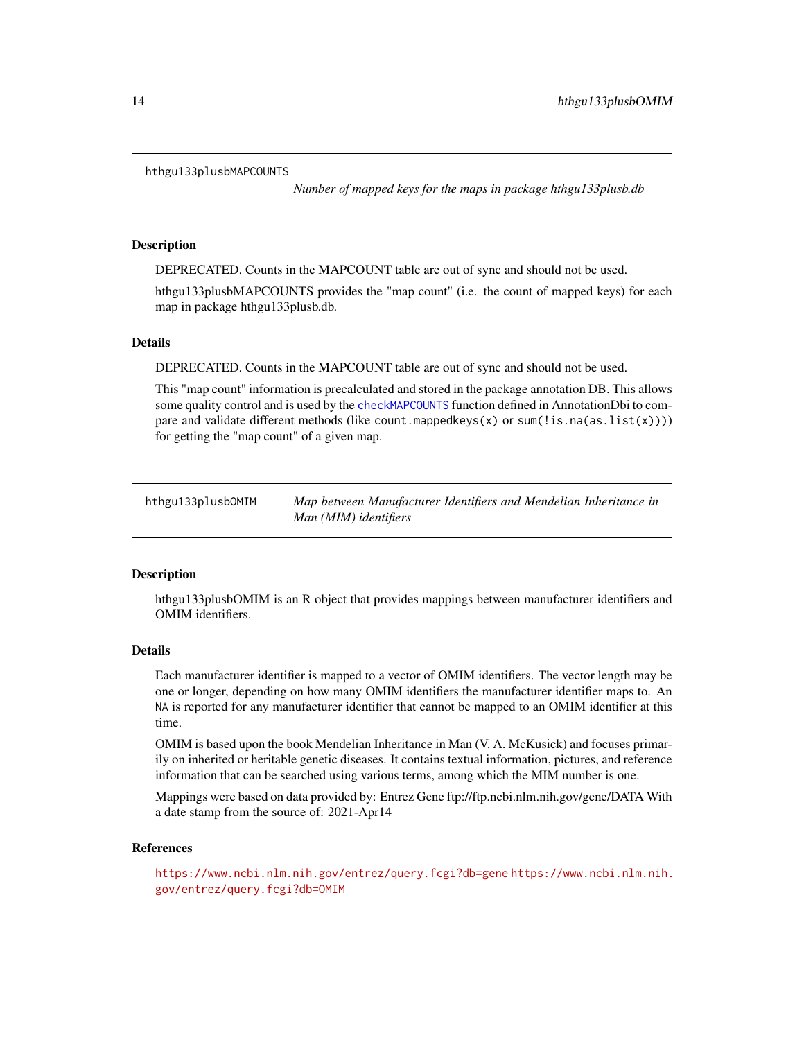## hthgu133plusbMAPCOUNTS

*Number of mapped keys for the maps in package hthgu133plusb.db*

### Description

DEPRECATED. Counts in the MAPCOUNT table are out of sync and should not be used.

hthgu133plusbMAPCOUNTS provides the "map count" (i.e. the count of mapped keys) for each map in package hthgu133plusb.db.

### Details

DEPRECATED. Counts in the MAPCOUNT table are out of sync and should not be used.

This "map count" information is precalculated and stored in the package annotation DB. This allows some quality control and is used by the `checkMAPCOUNTS` function defined in AnnotationDbi to compare and validate different methods (like `count.mappedkeys(x)` or `sum(!is.na(as.list(x)))`) for getting the "map count" of a given map.

## hthgu133plusbOMIM

*Map between Manufacturer Identifiers and Mendelian Inheritance in Man (MIM) identifiers*

### Description

hthgu133plusbOMIM is an R object that provides mappings between manufacturer identifiers and OMIM identifiers.

### Details

Each manufacturer identifier is mapped to a vector of OMIM identifiers. The vector length may be one or longer, depending on how many OMIM identifiers the manufacturer identifier maps to. An `NA` is reported for any manufacturer identifier that cannot be mapped to an OMIM identifier at this time.

OMIM is based upon the book Mendelian Inheritance in Man (V. A. McKusick) and focuses primarily on inherited or heritable genetic diseases. It contains textual information, pictures, and reference information that can be searched using various terms, among which the MIM number is one.

Mappings were based on data provided by: Entrez Gene ftp://ftp.ncbi.nlm.nih.gov/gene/DATA With a date stamp from the source of: 2021-Apr14

### References

https://www.ncbi.nlm.nih.gov/entrez/query.fcgi?db=gene https://www.ncbi.nlm.nih.gov/entrez/query.fcgi?db=OMIM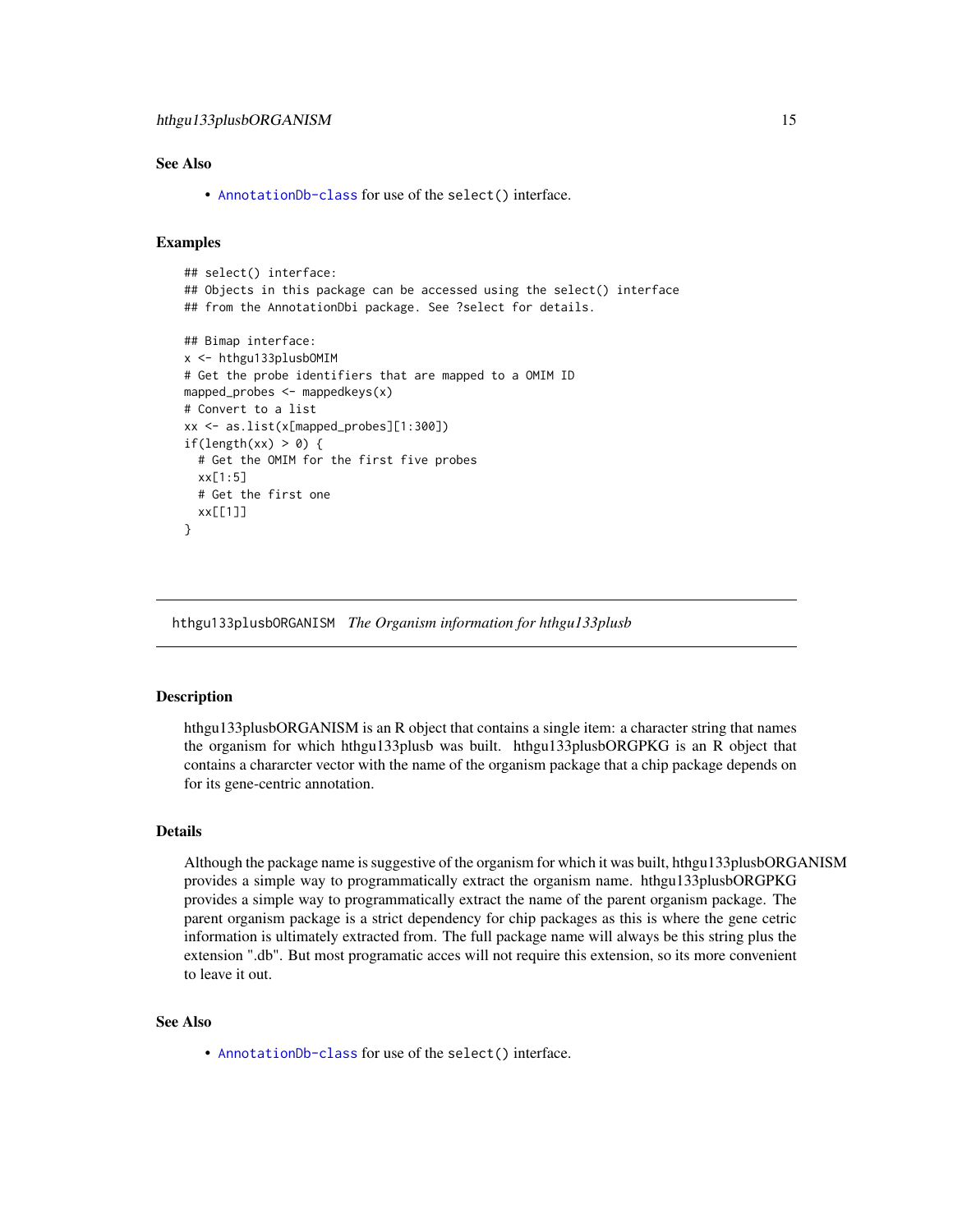### See Also

- AnnotationDb-class for use of the select() interface.

### Examples

```
## select() interface:
## Objects in this package can be accessed using the select() interface
## from the AnnotationDbi package. See ?select for details.

## Bimap interface:
x <- hthgu133plusbOMIM
# Get the probe identifiers that are mapped to a OMIM ID
mapped_probes <- mappedkeys(x)
# Convert to a list
xx <- as.list(x[mapped_probes][1:300])
if(length(xx) > 0) {
  # Get the OMIM for the first five probes
  xx[1:5]
  # Get the first one
  xx[[1]]
}
```

---

## hthgu133plusbORGANISM *The Organism information for hthgu133plusb*

### Description

hthgu133plusbORGANISM is an R object that contains a single item: a character string that names the organism for which hthgu133plusb was built. hthgu133plusbORGPKG is an R object that contains a chararcter vector with the name of the organism package that a chip package depends on for its gene-centric annotation.

### Details

Although the package name is suggestive of the organism for which it was built, hthgu133plusbORGANISM provides a simple way to programmatically extract the organism name. hthgu133plusbORGPKG provides a simple way to programmatically extract the name of the parent organism package. The parent organism package is a strict dependency for chip packages as this is where the gene cetric information is ultimately extracted from. The full package name will always be this string plus the extension ".db". But most programatic acces will not require this extension, so its more convenient to leave it out.

### See Also

- AnnotationDb-class for use of the select() interface.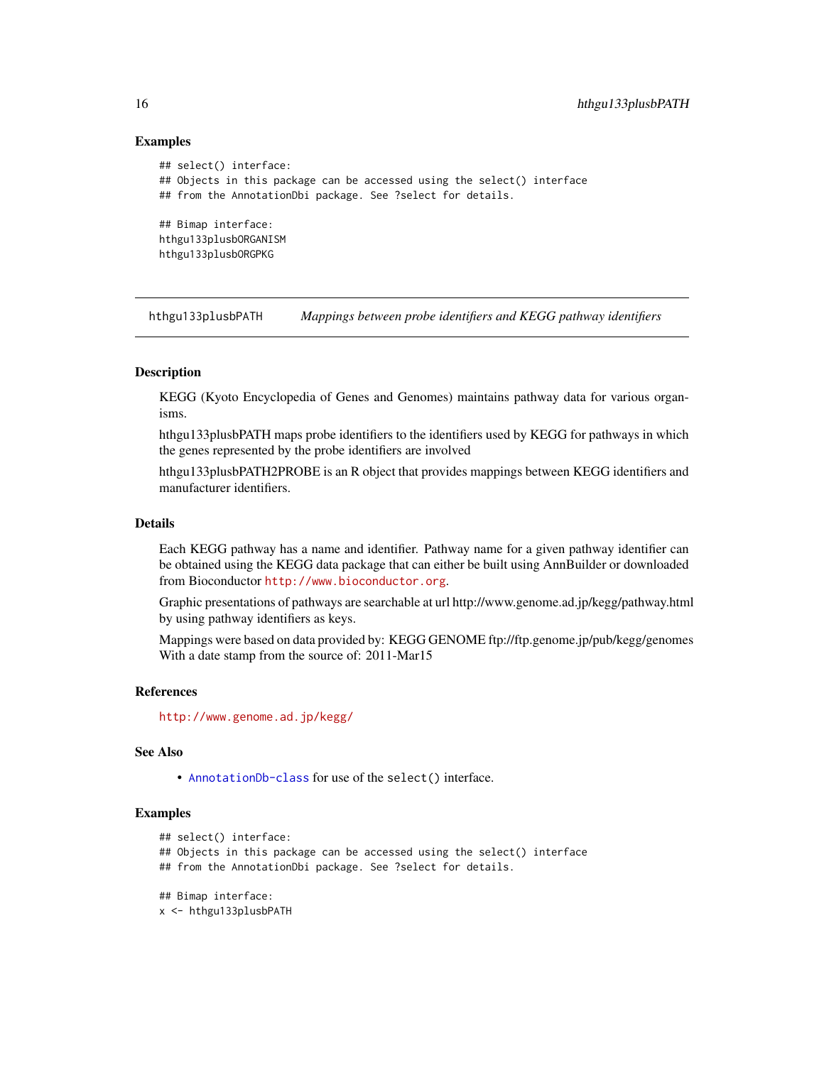### Examples

```
## select() interface:
## Objects in this package can be accessed using the select() interface
## from the AnnotationDbi package. See ?select for details.

## Bimap interface:
hthgu133plusbORGANISM
hthgu133plusbORGPKG
```

---

## hthgu133plusbPATH — *Mappings between probe identifiers and KEGG pathway identifiers*

---

### Description

KEGG (Kyoto Encyclopedia of Genes and Genomes) maintains pathway data for various organisms.

hthgu133plusbPATH maps probe identifiers to the identifiers used by KEGG for pathways in which the genes represented by the probe identifiers are involved

hthgu133plusbPATH2PROBE is an R object that provides mappings between KEGG identifiers and manufacturer identifiers.

### Details

Each KEGG pathway has a name and identifier. Pathway name for a given pathway identifier can be obtained using the KEGG data package that can either be built using AnnBuilder or downloaded from Bioconductor http://www.bioconductor.org.

Graphic presentations of pathways are searchable at url http://www.genome.ad.jp/kegg/pathway.html by using pathway identifiers as keys.

Mappings were based on data provided by: KEGG GENOME ftp://ftp.genome.jp/pub/kegg/genomes With a date stamp from the source of: 2011-Mar15

### References

http://www.genome.ad.jp/kegg/

### See Also

- AnnotationDb-class for use of the `select()` interface.

### Examples

```
## select() interface:
## Objects in this package can be accessed using the select() interface
## from the AnnotationDbi package. See ?select for details.

## Bimap interface:
x <- hthgu133plusbPATH
```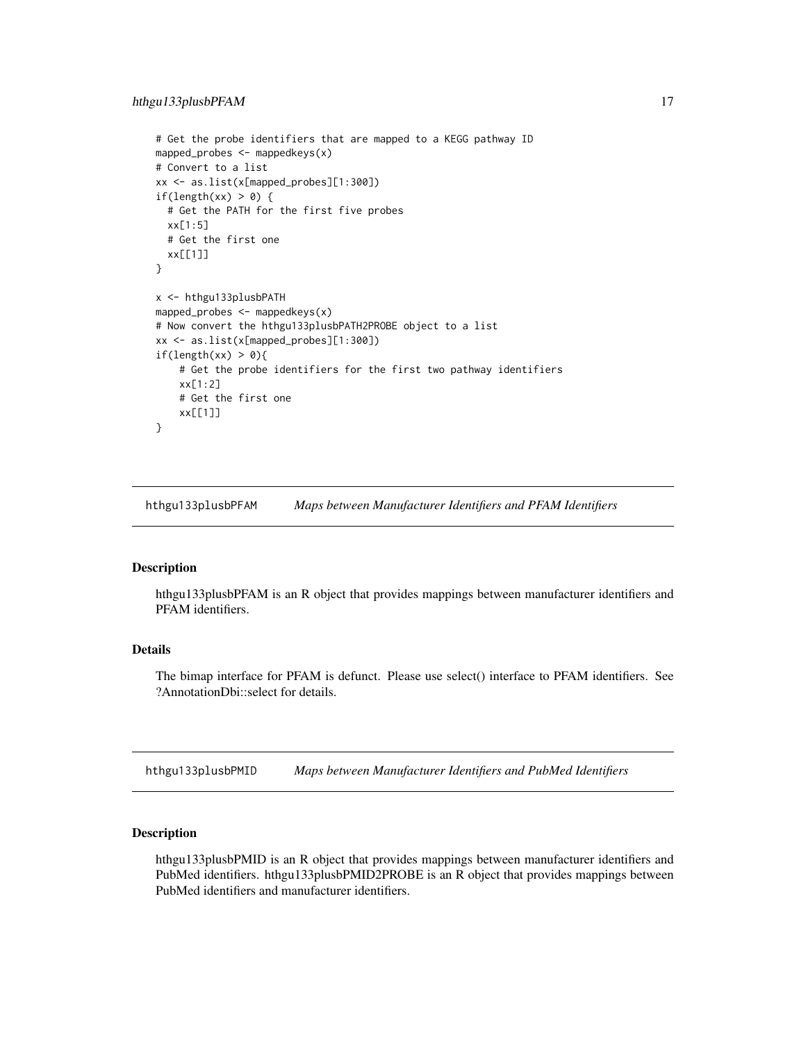```
# Get the probe identifiers that are mapped to a KEGG pathway ID
mapped_probes <- mappedkeys(x)
# Convert to a list
xx <- as.list(x[mapped_probes][1:300])
if(length(xx) > 0) {
  # Get the PATH for the first five probes
  xx[1:5]
  # Get the first one
  xx[[1]]
}

x <- hthgu133plusbPATH
mapped_probes <- mappedkeys(x)
# Now convert the hthgu133plusbPATH2PROBE object to a list
xx <- as.list(x[mapped_probes][1:300])
if(length(xx) > 0){
    # Get the probe identifiers for the first two pathway identifiers
    xx[1:2]
    # Get the first one
    xx[[1]]
}
```

## hthgu133plusbPFAM — *Maps between Manufacturer Identifiers and PFAM Identifiers*

### Description

hthgu133plusbPFAM is an R object that provides mappings between manufacturer identifiers and PFAM identifiers.

### Details

The bimap interface for PFAM is defunct. Please use select() interface to PFAM identifiers. See ?AnnotationDbi::select for details.

## hthgu133plusbPMID — *Maps between Manufacturer Identifiers and PubMed Identifiers*

### Description

hthgu133plusbPMID is an R object that provides mappings between manufacturer identifiers and PubMed identifiers. hthgu133plusbPMID2PROBE is an R object that provides mappings between PubMed identifiers and manufacturer identifiers.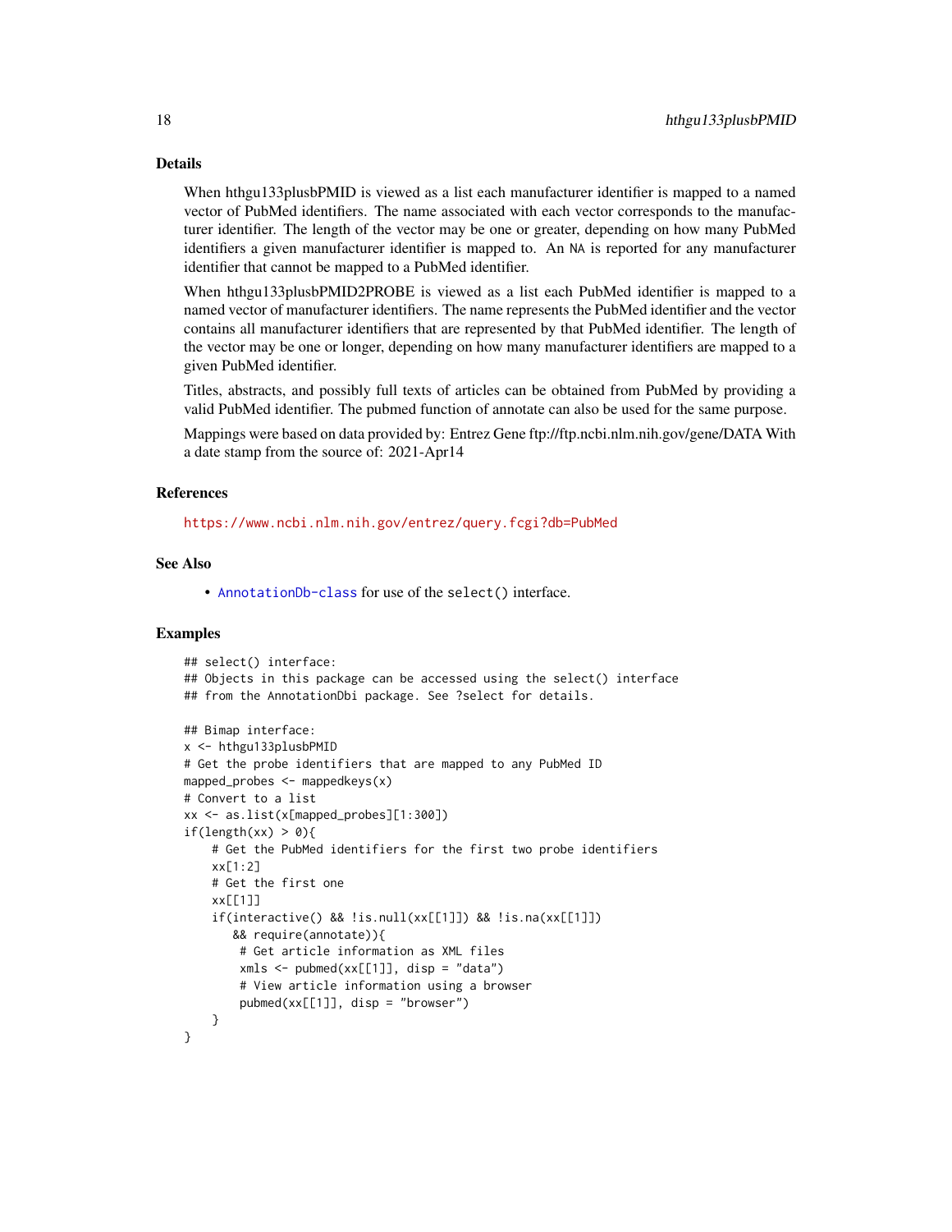## Details

When hthgu133plusbPMID is viewed as a list each manufacturer identifier is mapped to a named vector of PubMed identifiers. The name associated with each vector corresponds to the manufacturer identifier. The length of the vector may be one or greater, depending on how many PubMed identifiers a given manufacturer identifier is mapped to. An NA is reported for any manufacturer identifier that cannot be mapped to a PubMed identifier.

When hthgu133plusbPMID2PROBE is viewed as a list each PubMed identifier is mapped to a named vector of manufacturer identifiers. The name represents the PubMed identifier and the vector contains all manufacturer identifiers that are represented by that PubMed identifier. The length of the vector may be one or longer, depending on how many manufacturer identifiers are mapped to a given PubMed identifier.

Titles, abstracts, and possibly full texts of articles can be obtained from PubMed by providing a valid PubMed identifier. The pubmed function of annotate can also be used for the same purpose.

Mappings were based on data provided by: Entrez Gene ftp://ftp.ncbi.nlm.nih.gov/gene/DATA With a date stamp from the source of: 2021-Apr14

## References

https://www.ncbi.nlm.nih.gov/entrez/query.fcgi?db=PubMed

## See Also

- AnnotationDb-class for use of the select() interface.

## Examples

```
## select() interface:
## Objects in this package can be accessed using the select() interface
## from the AnnotationDbi package. See ?select for details.

## Bimap interface:
x <- hthgu133plusbPMID
# Get the probe identifiers that are mapped to any PubMed ID
mapped_probes <- mappedkeys(x)
# Convert to a list
xx <- as.list(x[mapped_probes][1:300])
if(length(xx) > 0){
    # Get the PubMed identifiers for the first two probe identifiers
    xx[1:2]
    # Get the first one
    xx[[1]]
    if(interactive() && !is.null(xx[[1]]) && !is.na(xx[[1]])
       && require(annotate)){
        # Get article information as XML files
        xmls <- pubmed(xx[[1]], disp = "data")
        # View article information using a browser
        pubmed(xx[[1]], disp = "browser")
    }
}
```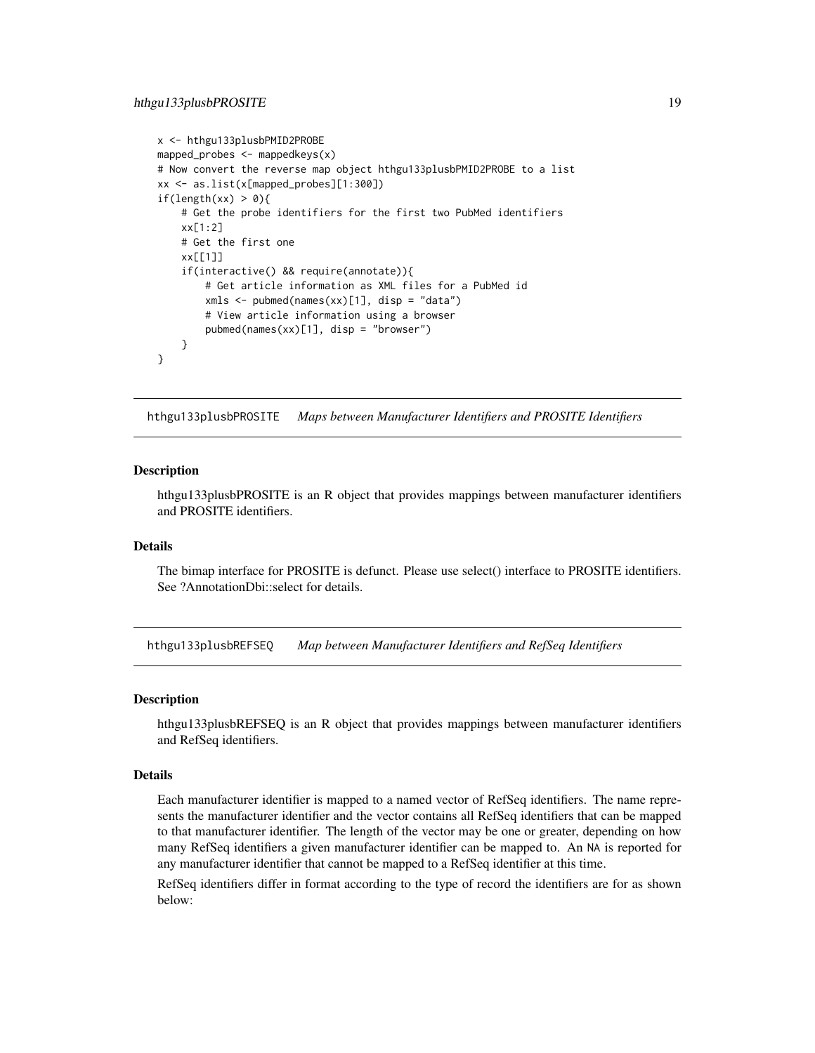```
x <- hthgu133plusbPMID2PROBE
mapped_probes <- mappedkeys(x)
# Now convert the reverse map object hthgu133plusbPMID2PROBE to a list
xx <- as.list(x[mapped_probes][1:300])
if(length(xx) > 0){
    # Get the probe identifiers for the first two PubMed identifiers
    xx[1:2]
    # Get the first one
    xx[[1]]
    if(interactive() && require(annotate)){
        # Get article information as XML files for a PubMed id
        xmls <- pubmed(names(xx)[1], disp = "data")
        # View article information using a browser
        pubmed(names(xx)[1], disp = "browser")
    }
}
```

## hthgu133plusbPROSITE *Maps between Manufacturer Identifiers and PROSITE Identifiers*

### Description

hthgu133plusbPROSITE is an R object that provides mappings between manufacturer identifiers and PROSITE identifiers.

### Details

The bimap interface for PROSITE is defunct. Please use select() interface to PROSITE identifiers. See ?AnnotationDbi::select for details.

## hthgu133plusbREFSEQ *Map between Manufacturer Identifiers and RefSeq Identifiers*

### Description

hthgu133plusbREFSEQ is an R object that provides mappings between manufacturer identifiers and RefSeq identifiers.

### Details

Each manufacturer identifier is mapped to a named vector of RefSeq identifiers. The name represents the manufacturer identifier and the vector contains all RefSeq identifiers that can be mapped to that manufacturer identifier. The length of the vector may be one or greater, depending on how many RefSeq identifiers a given manufacturer identifier can be mapped to. An `NA` is reported for any manufacturer identifier that cannot be mapped to a RefSeq identifier at this time.

RefSeq identifiers differ in format according to the type of record the identifiers are for as shown below: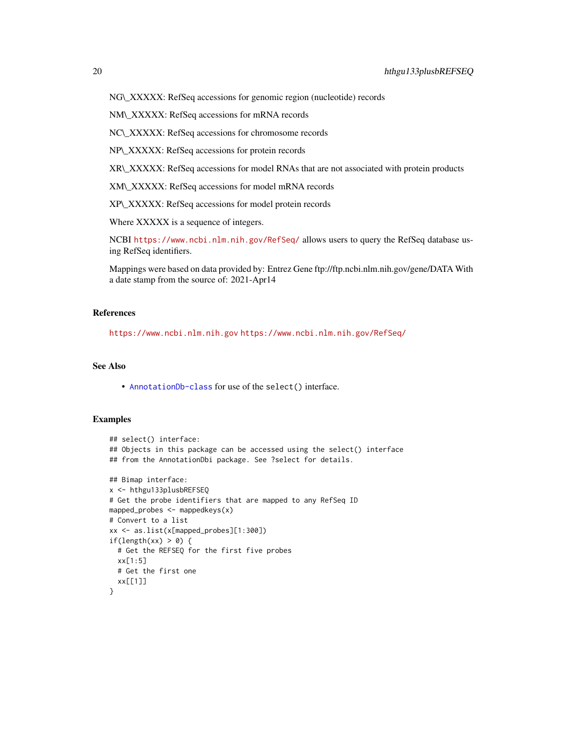NG\_XXXXX: RefSeq accessions for genomic region (nucleotide) records

NM\_XXXXX: RefSeq accessions for mRNA records

NC\_XXXXX: RefSeq accessions for chromosome records

NP\_XXXXX: RefSeq accessions for protein records

XR\_XXXXX: RefSeq accessions for model RNAs that are not associated with protein products

XM\_XXXXX: RefSeq accessions for model mRNA records

XP\_XXXXX: RefSeq accessions for model protein records

Where XXXXX is a sequence of integers.

NCBI https://www.ncbi.nlm.nih.gov/RefSeq/ allows users to query the RefSeq database using RefSeq identifiers.

Mappings were based on data provided by: Entrez Gene ftp://ftp.ncbi.nlm.nih.gov/gene/DATA With a date stamp from the source of: 2021-Apr14

## References

https://www.ncbi.nlm.nih.gov https://www.ncbi.nlm.nih.gov/RefSeq/

## See Also

- AnnotationDb-class for use of the `select()` interface.

## Examples

```
## select() interface:
## Objects in this package can be accessed using the select() interface
## from the AnnotationDbi package. See ?select for details.

## Bimap interface:
x <- hthgu133plusbREFSEQ
# Get the probe identifiers that are mapped to any RefSeq ID
mapped_probes <- mappedkeys(x)
# Convert to a list
xx <- as.list(x[mapped_probes][1:300])
if(length(xx) > 0) {
  # Get the REFSEQ for the first five probes
  xx[1:5]
  # Get the first one
  xx[[1]]
}
```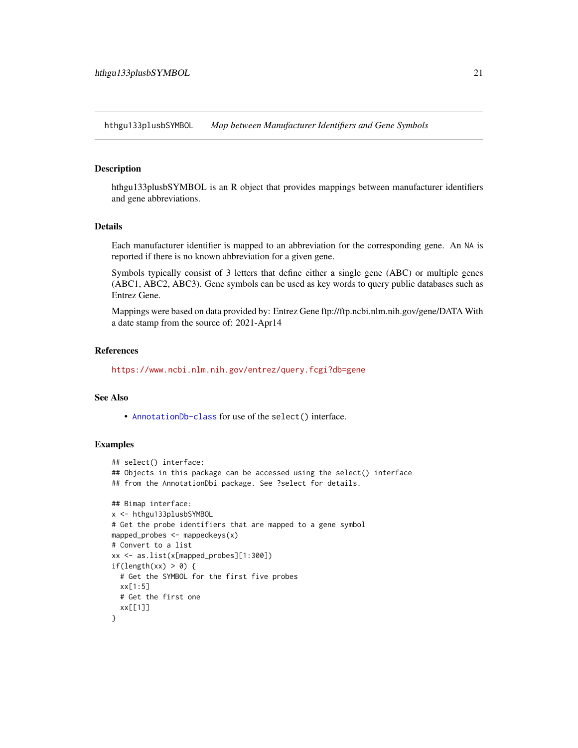hthgu133plusbSYMBOL *Map between Manufacturer Identifiers and Gene Symbols*

## Description

hthgu133plusbSYMBOL is an R object that provides mappings between manufacturer identifiers and gene abbreviations.

## Details

Each manufacturer identifier is mapped to an abbreviation for the corresponding gene. An NA is reported if there is no known abbreviation for a given gene.

Symbols typically consist of 3 letters that define either a single gene (ABC) or multiple genes (ABC1, ABC2, ABC3). Gene symbols can be used as key words to query public databases such as Entrez Gene.

Mappings were based on data provided by: Entrez Gene ftp://ftp.ncbi.nlm.nih.gov/gene/DATA With a date stamp from the source of: 2021-Apr14

## References

https://www.ncbi.nlm.nih.gov/entrez/query.fcgi?db=gene

## See Also

- AnnotationDb-class for use of the select() interface.

## Examples

```
## select() interface:
## Objects in this package can be accessed using the select() interface
## from the AnnotationDbi package. See ?select for details.

## Bimap interface:
x <- hthgu133plusbSYMBOL
# Get the probe identifiers that are mapped to a gene symbol
mapped_probes <- mappedkeys(x)
# Convert to a list
xx <- as.list(x[mapped_probes][1:300])
if(length(xx) > 0) {
  # Get the SYMBOL for the first five probes
  xx[1:5]
  # Get the first one
  xx[[1]]
}
```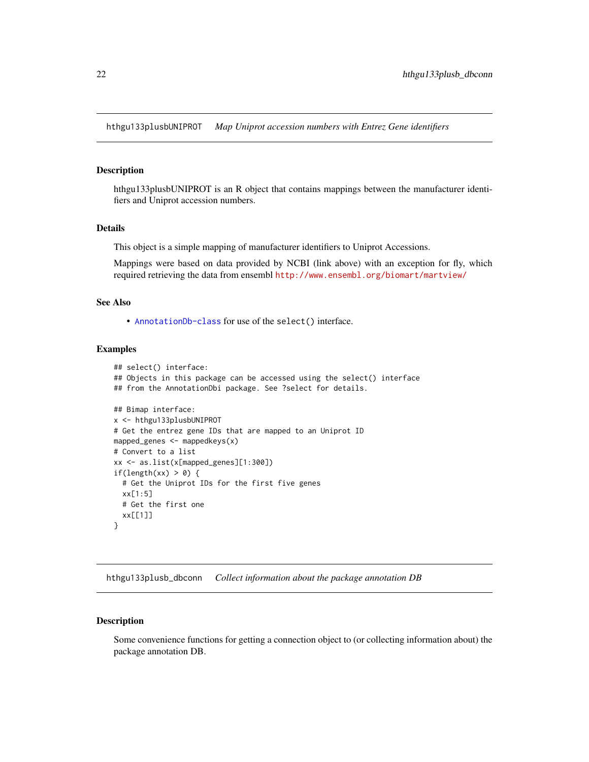## hthgu133plusbUNIPROT *Map Uniprot accession numbers with Entrez Gene identifiers*

### Description

hthgu133plusbUNIPROT is an R object that contains mappings between the manufacturer identifiers and Uniprot accession numbers.

### Details

This object is a simple mapping of manufacturer identifiers to Uniprot Accessions.

Mappings were based on data provided by NCBI (link above) with an exception for fly, which required retrieving the data from ensembl http://www.ensembl.org/biomart/martview/

### See Also

- AnnotationDb-class for use of the select() interface.

### Examples

```
## select() interface:
## Objects in this package can be accessed using the select() interface
## from the AnnotationDbi package. See ?select for details.

## Bimap interface:
x <- hthgu133plusbUNIPROT
# Get the entrez gene IDs that are mapped to an Uniprot ID
mapped_genes <- mappedkeys(x)
# Convert to a list
xx <- as.list(x[mapped_genes][1:300])
if(length(xx) > 0) {
  # Get the Uniprot IDs for the first five genes
  xx[1:5]
  # Get the first one
  xx[[1]]
}
```

## hthgu133plusb_dbconn *Collect information about the package annotation DB*

### Description

Some convenience functions for getting a connection object to (or collecting information about) the package annotation DB.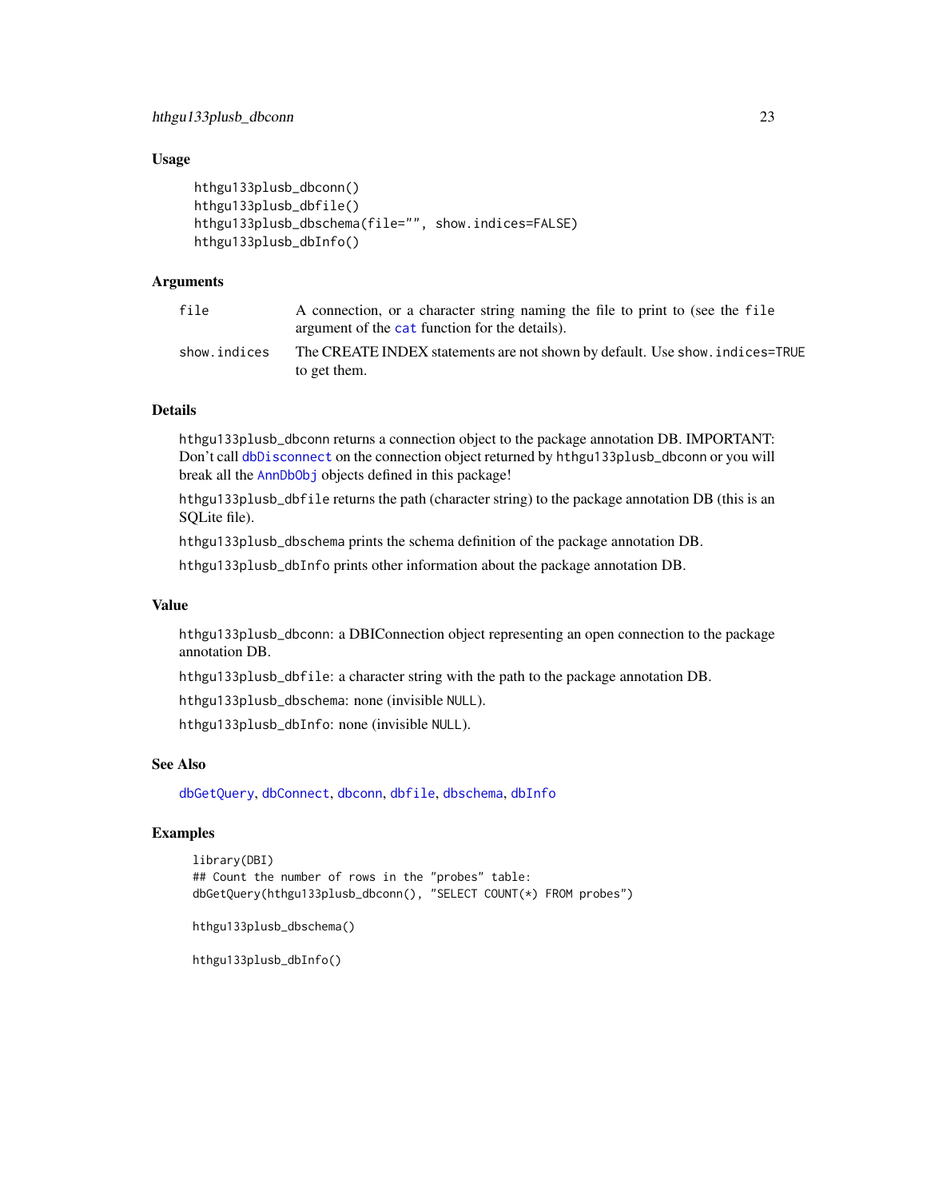### Usage

```
hthgu133plusb_dbconn()
hthgu133plusb_dbfile()
hthgu133plusb_dbschema(file="", show.indices=FALSE)
hthgu133plusb_dbInfo()
```

### Arguments

| | |
|---|---|
| file | A connection, or a character string naming the file to print to (see the file argument of the cat function for the details). |
| show.indices | The CREATE INDEX statements are not shown by default. Use show.indices=TRUE to get them. |

### Details

hthgu133plusb_dbconn returns a connection object to the package annotation DB. IMPORTANT: Don't call dbDisconnect on the connection object returned by hthgu133plusb_dbconn or you will break all the AnnDbObj objects defined in this package!

hthgu133plusb_dbfile returns the path (character string) to the package annotation DB (this is an SQLite file).

hthgu133plusb_dbschema prints the schema definition of the package annotation DB.

hthgu133plusb_dbInfo prints other information about the package annotation DB.

### Value

hthgu133plusb_dbconn: a DBIConnection object representing an open connection to the package annotation DB.

hthgu133plusb_dbfile: a character string with the path to the package annotation DB.

hthgu133plusb_dbschema: none (invisible NULL).

hthgu133plusb_dbInfo: none (invisible NULL).

### See Also

dbGetQuery, dbConnect, dbconn, dbfile, dbschema, dbInfo

### Examples

```
library(DBI)
## Count the number of rows in the "probes" table:
dbGetQuery(hthgu133plusb_dbconn(), "SELECT COUNT(*) FROM probes")

hthgu133plusb_dbschema()

hthgu133plusb_dbInfo()
```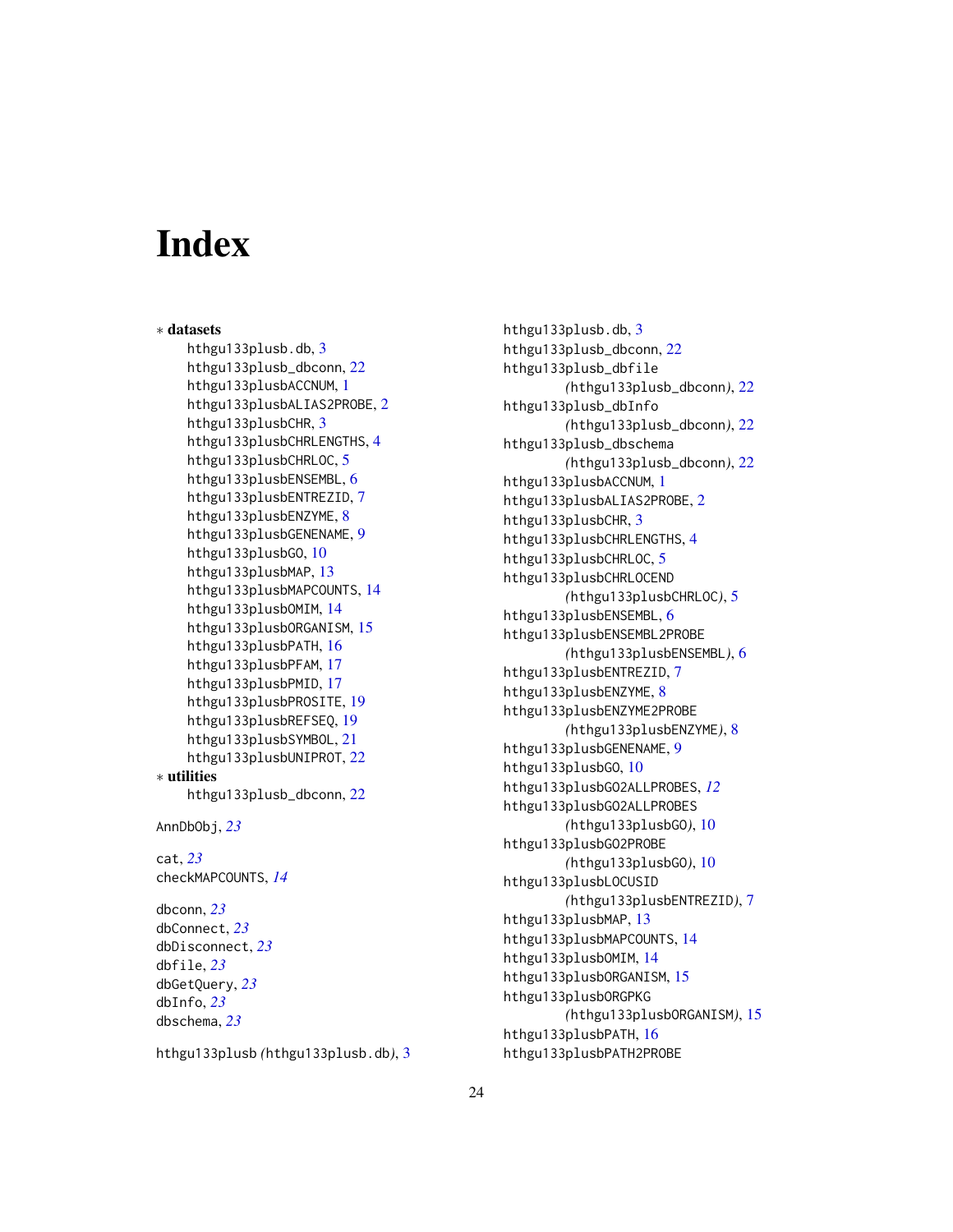# Index

∗ **datasets**
- hthgu133plusb.db, 3
- hthgu133plusb_dbconn, 22
- hthgu133plusbACCNUM, 1
- hthgu133plusbALIAS2PROBE, 2
- hthgu133plusbCHR, 3
- hthgu133plusbCHRLENGTHS, 4
- hthgu133plusbCHRLOC, 5
- hthgu133plusbENSEMBL, 6
- hthgu133plusbENTREZID, 7
- hthgu133plusbENZYME, 8
- hthgu133plusbGENENAME, 9
- hthgu133plusbGO, 10
- hthgu133plusbMAP, 13
- hthgu133plusbMAPCOUNTS, 14
- hthgu133plusbOMIM, 14
- hthgu133plusbORGANISM, 15
- hthgu133plusbPATH, 16
- hthgu133plusbPFAM, 17
- hthgu133plusbPMID, 17
- hthgu133plusbPROSITE, 19
- hthgu133plusbREFSEQ, 19
- hthgu133plusbSYMBOL, 21
- hthgu133plusbUNIPROT, 22

∗ **utilities**
- hthgu133plusb_dbconn, 22

AnnDbObj, *23*

cat, *23*
checkMAPCOUNTS, *14*

dbconn, *23*
dbConnect, *23*
dbDisconnect, *23*
dbfile, *23*
dbGetQuery, *23*
dbInfo, *23*
dbschema, *23*

hthgu133plusb *(hthgu133plusb.db)*, 3
hthgu133plusb.db, 3
hthgu133plusb_dbconn, 22
hthgu133plusb_dbfile *(hthgu133plusb_dbconn)*, 22
hthgu133plusb_dbInfo *(hthgu133plusb_dbconn)*, 22
hthgu133plusb_dbschema *(hthgu133plusb_dbconn)*, 22
hthgu133plusbACCNUM, 1
hthgu133plusbALIAS2PROBE, 2
hthgu133plusbCHR, 3
hthgu133plusbCHRLENGTHS, 4
hthgu133plusbCHRLOC, 5
hthgu133plusbCHRLOCEND *(hthgu133plusbCHRLOC)*, 5
hthgu133plusbENSEMBL, 6
hthgu133plusbENSEMBL2PROBE *(hthgu133plusbENSEMBL)*, 6
hthgu133plusbENTREZID, 7
hthgu133plusbENZYME, 8
hthgu133plusbENZYME2PROBE *(hthgu133plusbENZYME)*, 8
hthgu133plusbGENENAME, 9
hthgu133plusbGO, 10
hthgu133plusbGO2ALLPROBES, *12*
hthgu133plusbGO2ALLPROBES *(hthgu133plusbGO)*, 10
hthgu133plusbGO2PROBE *(hthgu133plusbGO)*, 10
hthgu133plusbLOCUSID *(hthgu133plusbENTREZID)*, 7
hthgu133plusbMAP, 13
hthgu133plusbMAPCOUNTS, 14
hthgu133plusbOMIM, 14
hthgu133plusbORGANISM, 15
hthgu133plusbORGPKG *(hthgu133plusbORGANISM)*, 15
hthgu133plusbPATH, 16
hthgu133plusbPATH2PROBE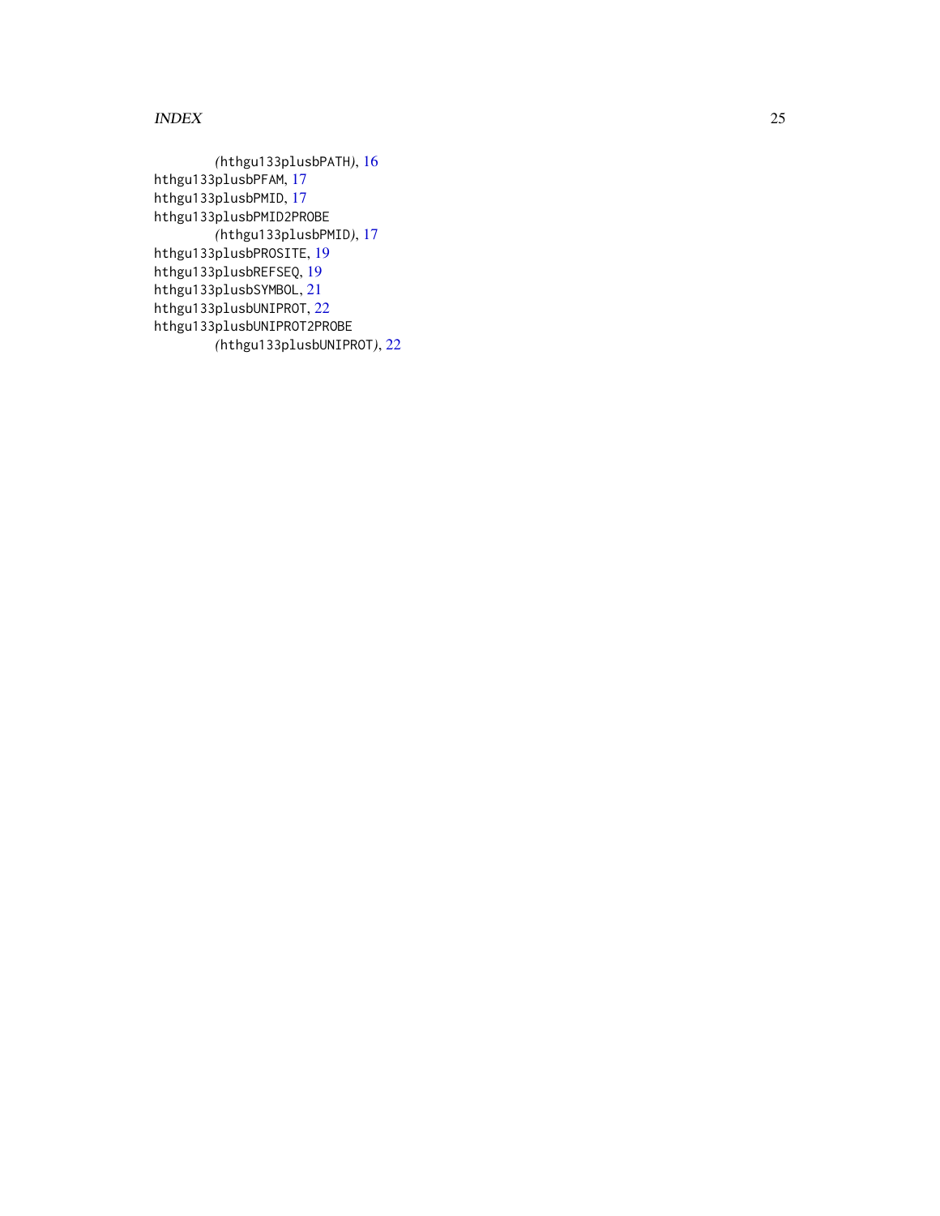*(*hthgu133plusbPATH*)*, 16
hthgu133plusbPFAM, 17
hthgu133plusbPMID, 17
hthgu133plusbPMID2PROBE
*(*hthgu133plusbPMID*)*, 17
hthgu133plusbPROSITE, 19
hthgu133plusbREFSEQ, 19
hthgu133plusbSYMBOL, 21
hthgu133plusbUNIPROT, 22
hthgu133plusbUNIPROT2PROBE
*(*hthgu133plusbUNIPROT*)*, 22